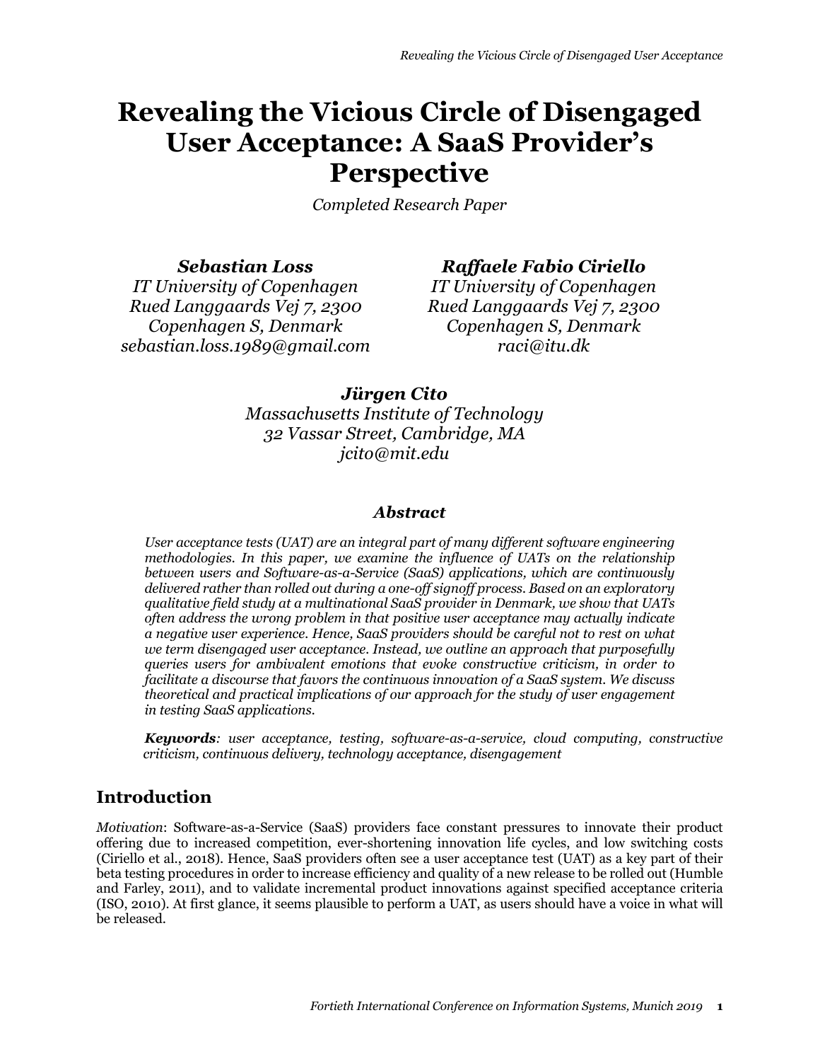# Revealing the Vicious Circle of Disengaged User Acceptance: A SaaS Provider's Perspective

*Completed Research Paper*

***Sebastian Loss***
*IT University of Copenhagen*
*Rued Langgaards Vej 7, 2300*
*Copenhagen S, Denmark*
*sebastian.loss.1989@gmail.com*

***Raffaele Fabio Ciriello***
*IT University of Copenhagen*
*Rued Langgaards Vej 7, 2300*
*Copenhagen S, Denmark*
*raci@itu.dk*

***Jürgen Cito***
*Massachusetts Institute of Technology*
*32 Vassar Street, Cambridge, MA*
*jcito@mit.edu*

## *Abstract*

*User acceptance tests (UAT) are an integral part of many different software engineering methodologies. In this paper, we examine the influence of UATs on the relationship between users and Software-as-a-Service (SaaS) applications, which are continuously delivered rather than rolled out during a one-off signoff process. Based on an exploratory qualitative field study at a multinational SaaS provider in Denmark, we show that UATs often address the wrong problem in that positive user acceptance may actually indicate a negative user experience. Hence, SaaS providers should be careful not to rest on what we term disengaged user acceptance. Instead, we outline an approach that purposefully queries users for ambivalent emotions that evoke constructive criticism, in order to facilitate a discourse that favors the continuous innovation of a SaaS system. We discuss theoretical and practical implications of our approach for the study of user engagement in testing SaaS applications.*

***Keywords****: user acceptance, testing, software-as-a-service, cloud computing, constructive criticism, continuous delivery, technology acceptance, disengagement*

## Introduction

*Motivation*: Software-as-a-Service (SaaS) providers face constant pressures to innovate their product offering due to increased competition, ever-shortening innovation life cycles, and low switching costs (Ciriello et al., 2018). Hence, SaaS providers often see a user acceptance test (UAT) as a key part of their beta testing procedures in order to increase efficiency and quality of a new release to be rolled out (Humble and Farley, 2011), and to validate incremental product innovations against specified acceptance criteria (ISO, 2010). At first glance, it seems plausible to perform a UAT, as users should have a voice in what will be released.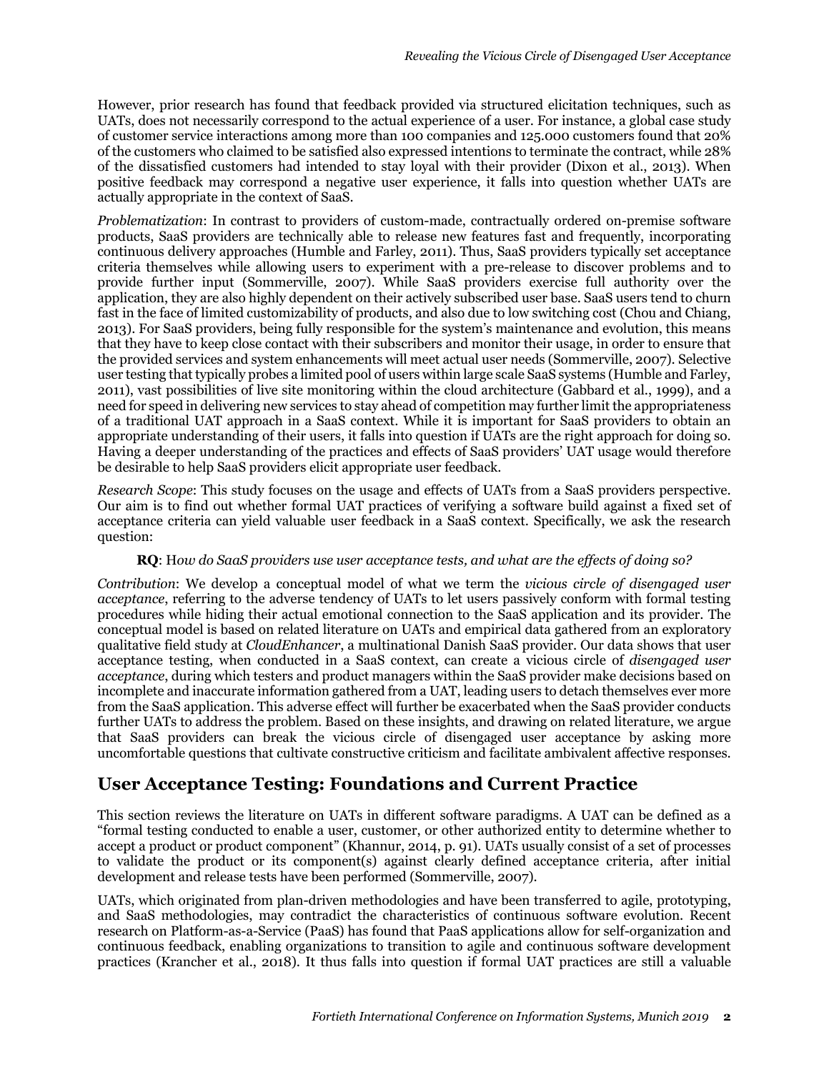However, prior research has found that feedback provided via structured elicitation techniques, such as UATs, does not necessarily correspond to the actual experience of a user. For instance, a global case study of customer service interactions among more than 100 companies and 125.000 customers found that 20% of the customers who claimed to be satisfied also expressed intentions to terminate the contract, while 28% of the dissatisfied customers had intended to stay loyal with their provider (Dixon et al., 2013). When positive feedback may correspond a negative user experience, it falls into question whether UATs are actually appropriate in the context of SaaS.

*Problematization*: In contrast to providers of custom-made, contractually ordered on-premise software products, SaaS providers are technically able to release new features fast and frequently, incorporating continuous delivery approaches (Humble and Farley, 2011). Thus, SaaS providers typically set acceptance criteria themselves while allowing users to experiment with a pre-release to discover problems and to provide further input (Sommerville, 2007). While SaaS providers exercise full authority over the application, they are also highly dependent on their actively subscribed user base. SaaS users tend to churn fast in the face of limited customizability of products, and also due to low switching cost (Chou and Chiang, 2013). For SaaS providers, being fully responsible for the system's maintenance and evolution, this means that they have to keep close contact with their subscribers and monitor their usage, in order to ensure that the provided services and system enhancements will meet actual user needs (Sommerville, 2007). Selective user testing that typically probes a limited pool of users within large scale SaaS systems (Humble and Farley, 2011), vast possibilities of live site monitoring within the cloud architecture (Gabbard et al., 1999), and a need for speed in delivering new services to stay ahead of competition may further limit the appropriateness of a traditional UAT approach in a SaaS context. While it is important for SaaS providers to obtain an appropriate understanding of their users, it falls into question if UATs are the right approach for doing so. Having a deeper understanding of the practices and effects of SaaS providers' UAT usage would therefore be desirable to help SaaS providers elicit appropriate user feedback.

*Research Scope*: This study focuses on the usage and effects of UATs from a SaaS providers perspective. Our aim is to find out whether formal UAT practices of verifying a software build against a fixed set of acceptance criteria can yield valuable user feedback in a SaaS context. Specifically, we ask the research question:

> **RQ**: H*ow do SaaS providers use user acceptance tests, and what are the effects of doing so?*

*Contribution*: We develop a conceptual model of what we term the *vicious circle of disengaged user acceptance*, referring to the adverse tendency of UATs to let users passively conform with formal testing procedures while hiding their actual emotional connection to the SaaS application and its provider. The conceptual model is based on related literature on UATs and empirical data gathered from an exploratory qualitative field study at *CloudEnhancer*, a multinational Danish SaaS provider. Our data shows that user acceptance testing, when conducted in a SaaS context, can create a vicious circle of *disengaged user acceptance*, during which testers and product managers within the SaaS provider make decisions based on incomplete and inaccurate information gathered from a UAT, leading users to detach themselves ever more from the SaaS application. This adverse effect will further be exacerbated when the SaaS provider conducts further UATs to address the problem. Based on these insights, and drawing on related literature, we argue that SaaS providers can break the vicious circle of disengaged user acceptance by asking more uncomfortable questions that cultivate constructive criticism and facilitate ambivalent affective responses.

## User Acceptance Testing: Foundations and Current Practice

This section reviews the literature on UATs in different software paradigms. A UAT can be defined as a "formal testing conducted to enable a user, customer, or other authorized entity to determine whether to accept a product or product component" (Khannur, 2014, p. 91). UATs usually consist of a set of processes to validate the product or its component(s) against clearly defined acceptance criteria, after initial development and release tests have been performed (Sommerville, 2007).

UATs, which originated from plan-driven methodologies and have been transferred to agile, prototyping, and SaaS methodologies, may contradict the characteristics of continuous software evolution. Recent research on Platform-as-a-Service (PaaS) has found that PaaS applications allow for self-organization and continuous feedback, enabling organizations to transition to agile and continuous software development practices (Krancher et al., 2018). It thus falls into question if formal UAT practices are still a valuable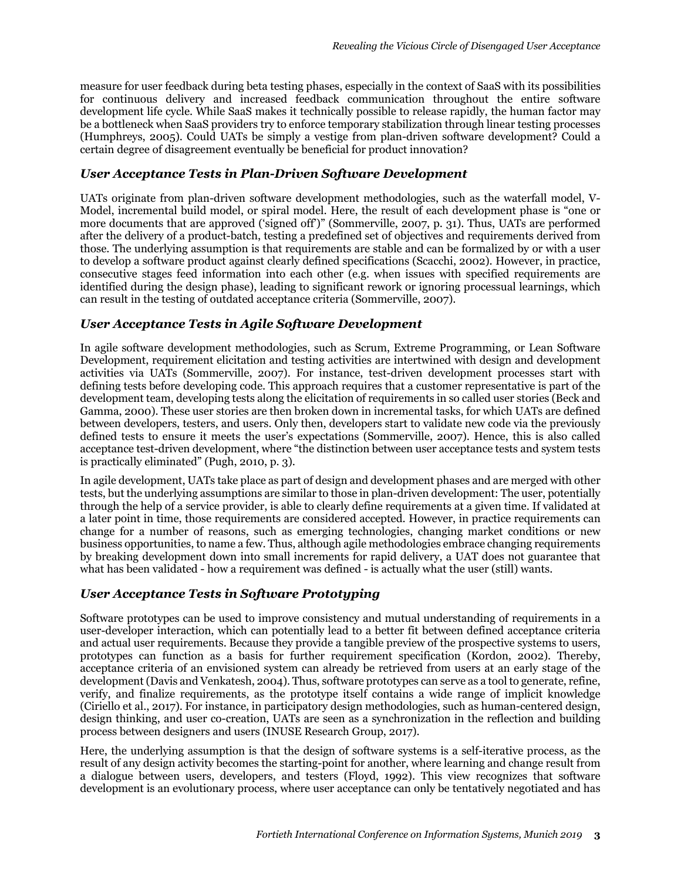measure for user feedback during beta testing phases, especially in the context of SaaS with its possibilities for continuous delivery and increased feedback communication throughout the entire software development life cycle. While SaaS makes it technically possible to release rapidly, the human factor may be a bottleneck when SaaS providers try to enforce temporary stabilization through linear testing processes (Humphreys, 2005). Could UATs be simply a vestige from plan-driven software development? Could a certain degree of disagreement eventually be beneficial for product innovation?

## *User Acceptance Tests in Plan-Driven Software Development*

UATs originate from plan-driven software development methodologies, such as the waterfall model, V-Model, incremental build model, or spiral model. Here, the result of each development phase is "one or more documents that are approved ('signed off')" (Sommerville, 2007, p. 31). Thus, UATs are performed after the delivery of a product-batch, testing a predefined set of objectives and requirements derived from those. The underlying assumption is that requirements are stable and can be formalized by or with a user to develop a software product against clearly defined specifications (Scacchi, 2002). However, in practice, consecutive stages feed information into each other (e.g. when issues with specified requirements are identified during the design phase), leading to significant rework or ignoring processual learnings, which can result in the testing of outdated acceptance criteria (Sommerville, 2007).

## *User Acceptance Tests in Agile Software Development*

In agile software development methodologies, such as Scrum, Extreme Programming, or Lean Software Development, requirement elicitation and testing activities are intertwined with design and development activities via UATs (Sommerville, 2007). For instance, test-driven development processes start with defining tests before developing code. This approach requires that a customer representative is part of the development team, developing tests along the elicitation of requirements in so called user stories (Beck and Gamma, 2000). These user stories are then broken down in incremental tasks, for which UATs are defined between developers, testers, and users. Only then, developers start to validate new code via the previously defined tests to ensure it meets the user's expectations (Sommerville, 2007). Hence, this is also called acceptance test-driven development, where "the distinction between user acceptance tests and system tests is practically eliminated" (Pugh, 2010, p. 3).

In agile development, UATs take place as part of design and development phases and are merged with other tests, but the underlying assumptions are similar to those in plan-driven development: The user, potentially through the help of a service provider, is able to clearly define requirements at a given time. If validated at a later point in time, those requirements are considered accepted. However, in practice requirements can change for a number of reasons, such as emerging technologies, changing market conditions or new business opportunities, to name a few. Thus, although agile methodologies embrace changing requirements by breaking development down into small increments for rapid delivery, a UAT does not guarantee that what has been validated - how a requirement was defined - is actually what the user (still) wants.

## *User Acceptance Tests in Software Prototyping*

Software prototypes can be used to improve consistency and mutual understanding of requirements in a user-developer interaction, which can potentially lead to a better fit between defined acceptance criteria and actual user requirements. Because they provide a tangible preview of the prospective systems to users, prototypes can function as a basis for further requirement specification (Kordon, 2002). Thereby, acceptance criteria of an envisioned system can already be retrieved from users at an early stage of the development (Davis and Venkatesh, 2004). Thus, software prototypes can serve as a tool to generate, refine, verify, and finalize requirements, as the prototype itself contains a wide range of implicit knowledge (Ciriello et al., 2017). For instance, in participatory design methodologies, such as human-centered design, design thinking, and user co-creation, UATs are seen as a synchronization in the reflection and building process between designers and users (INUSE Research Group, 2017).

Here, the underlying assumption is that the design of software systems is a self-iterative process, as the result of any design activity becomes the starting-point for another, where learning and change result from a dialogue between users, developers, and testers (Floyd, 1992). This view recognizes that software development is an evolutionary process, where user acceptance can only be tentatively negotiated and has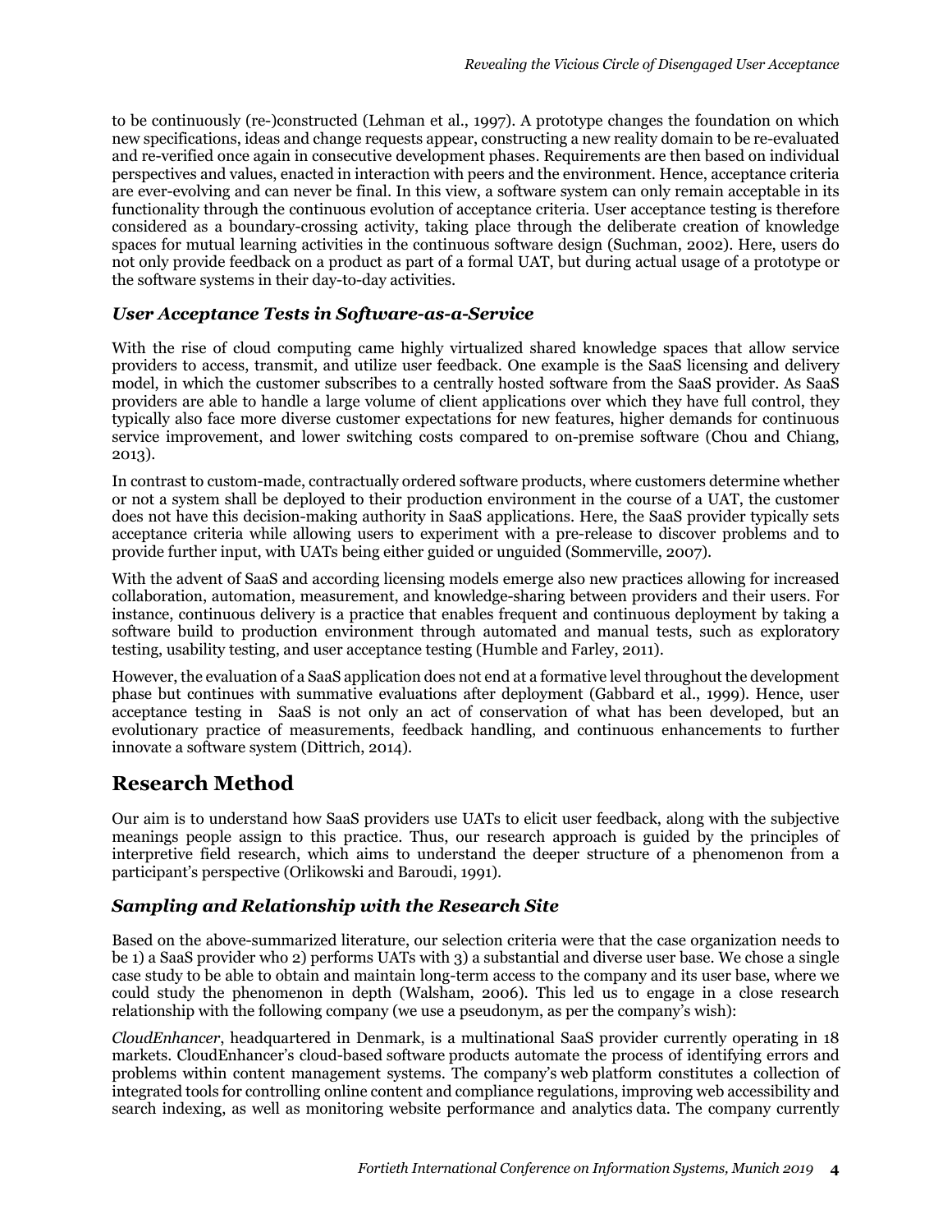to be continuously (re-)constructed (Lehman et al., 1997). A prototype changes the foundation on which new specifications, ideas and change requests appear, constructing a new reality domain to be re-evaluated and re-verified once again in consecutive development phases. Requirements are then based on individual perspectives and values, enacted in interaction with peers and the environment. Hence, acceptance criteria are ever-evolving and can never be final. In this view, a software system can only remain acceptable in its functionality through the continuous evolution of acceptance criteria. User acceptance testing is therefore considered as a boundary-crossing activity, taking place through the deliberate creation of knowledge spaces for mutual learning activities in the continuous software design (Suchman, 2002). Here, users do not only provide feedback on a product as part of a formal UAT, but during actual usage of a prototype or the software systems in their day-to-day activities.

### *User Acceptance Tests in Software-as-a-Service*

With the rise of cloud computing came highly virtualized shared knowledge spaces that allow service providers to access, transmit, and utilize user feedback. One example is the SaaS licensing and delivery model, in which the customer subscribes to a centrally hosted software from the SaaS provider. As SaaS providers are able to handle a large volume of client applications over which they have full control, they typically also face more diverse customer expectations for new features, higher demands for continuous service improvement, and lower switching costs compared to on-premise software (Chou and Chiang, 2013).

In contrast to custom-made, contractually ordered software products, where customers determine whether or not a system shall be deployed to their production environment in the course of a UAT, the customer does not have this decision-making authority in SaaS applications. Here, the SaaS provider typically sets acceptance criteria while allowing users to experiment with a pre-release to discover problems and to provide further input, with UATs being either guided or unguided (Sommerville, 2007).

With the advent of SaaS and according licensing models emerge also new practices allowing for increased collaboration, automation, measurement, and knowledge-sharing between providers and their users. For instance, continuous delivery is a practice that enables frequent and continuous deployment by taking a software build to production environment through automated and manual tests, such as exploratory testing, usability testing, and user acceptance testing (Humble and Farley, 2011).

However, the evaluation of a SaaS application does not end at a formative level throughout the development phase but continues with summative evaluations after deployment (Gabbard et al., 1999). Hence, user acceptance testing in SaaS is not only an act of conservation of what has been developed, but an evolutionary practice of measurements, feedback handling, and continuous enhancements to further innovate a software system (Dittrich, 2014).

## Research Method

Our aim is to understand how SaaS providers use UATs to elicit user feedback, along with the subjective meanings people assign to this practice. Thus, our research approach is guided by the principles of interpretive field research, which aims to understand the deeper structure of a phenomenon from a participant's perspective (Orlikowski and Baroudi, 1991).

### *Sampling and Relationship with the Research Site*

Based on the above-summarized literature, our selection criteria were that the case organization needs to be 1) a SaaS provider who 2) performs UATs with 3) a substantial and diverse user base. We chose a single case study to be able to obtain and maintain long-term access to the company and its user base, where we could study the phenomenon in depth (Walsham, 2006). This led us to engage in a close research relationship with the following company (we use a pseudonym, as per the company's wish):

*CloudEnhancer*, headquartered in Denmark, is a multinational SaaS provider currently operating in 18 markets. CloudEnhancer's cloud-based software products automate the process of identifying errors and problems within content management systems. The company's web platform constitutes a collection of integrated tools for controlling online content and compliance regulations, improving web accessibility and search indexing, as well as monitoring website performance and analytics data. The company currently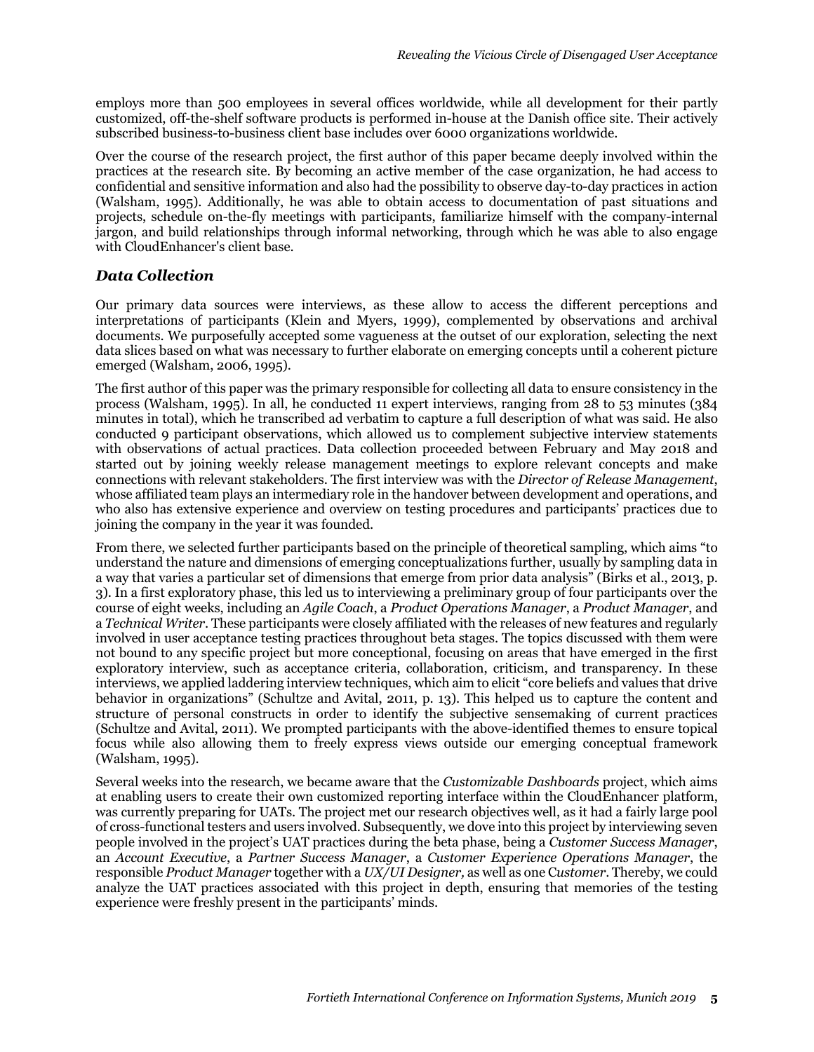employs more than 500 employees in several offices worldwide, while all development for their partly customized, off-the-shelf software products is performed in-house at the Danish office site. Their actively subscribed business-to-business client base includes over 6000 organizations worldwide.

Over the course of the research project, the first author of this paper became deeply involved within the practices at the research site. By becoming an active member of the case organization, he had access to confidential and sensitive information and also had the possibility to observe day-to-day practices in action (Walsham, 1995). Additionally, he was able to obtain access to documentation of past situations and projects, schedule on-the-fly meetings with participants, familiarize himself with the company-internal jargon, and build relationships through informal networking, through which he was able to also engage with CloudEnhancer's client base.

### *Data Collection*

Our primary data sources were interviews, as these allow to access the different perceptions and interpretations of participants (Klein and Myers, 1999), complemented by observations and archival documents. We purposefully accepted some vagueness at the outset of our exploration, selecting the next data slices based on what was necessary to further elaborate on emerging concepts until a coherent picture emerged (Walsham, 2006, 1995).

The first author of this paper was the primary responsible for collecting all data to ensure consistency in the process (Walsham, 1995). In all, he conducted 11 expert interviews, ranging from 28 to 53 minutes (384 minutes in total), which he transcribed ad verbatim to capture a full description of what was said. He also conducted 9 participant observations, which allowed us to complement subjective interview statements with observations of actual practices. Data collection proceeded between February and May 2018 and started out by joining weekly release management meetings to explore relevant concepts and make connections with relevant stakeholders. The first interview was with the *Director of Release Management*, whose affiliated team plays an intermediary role in the handover between development and operations, and who also has extensive experience and overview on testing procedures and participants' practices due to joining the company in the year it was founded.

From there, we selected further participants based on the principle of theoretical sampling, which aims "to understand the nature and dimensions of emerging conceptualizations further, usually by sampling data in a way that varies a particular set of dimensions that emerge from prior data analysis" (Birks et al., 2013, p. 3). In a first exploratory phase, this led us to interviewing a preliminary group of four participants over the course of eight weeks, including an *Agile Coach*, a *Product Operations Manager*, a *Product Manager*, and a *Technical Writer*. These participants were closely affiliated with the releases of new features and regularly involved in user acceptance testing practices throughout beta stages. The topics discussed with them were not bound to any specific project but more conceptional, focusing on areas that have emerged in the first exploratory interview, such as acceptance criteria, collaboration, criticism, and transparency. In these interviews, we applied laddering interview techniques, which aim to elicit "core beliefs and values that drive behavior in organizations" (Schultze and Avital, 2011, p. 13). This helped us to capture the content and structure of personal constructs in order to identify the subjective sensemaking of current practices (Schultze and Avital, 2011). We prompted participants with the above-identified themes to ensure topical focus while also allowing them to freely express views outside our emerging conceptual framework (Walsham, 1995).

Several weeks into the research, we became aware that the *Customizable Dashboards* project, which aims at enabling users to create their own customized reporting interface within the CloudEnhancer platform, was currently preparing for UATs. The project met our research objectives well, as it had a fairly large pool of cross-functional testers and users involved. Subsequently, we dove into this project by interviewing seven people involved in the project's UAT practices during the beta phase, being a *Customer Success Manager*, an *Account Executive*, a *Partner Success Manager*, a *Customer Experience Operations Manager*, the responsible *Product Manager* together with a *UX/UI Designer,* as well as one C*ustomer*. Thereby, we could analyze the UAT practices associated with this project in depth, ensuring that memories of the testing experience were freshly present in the participants' minds.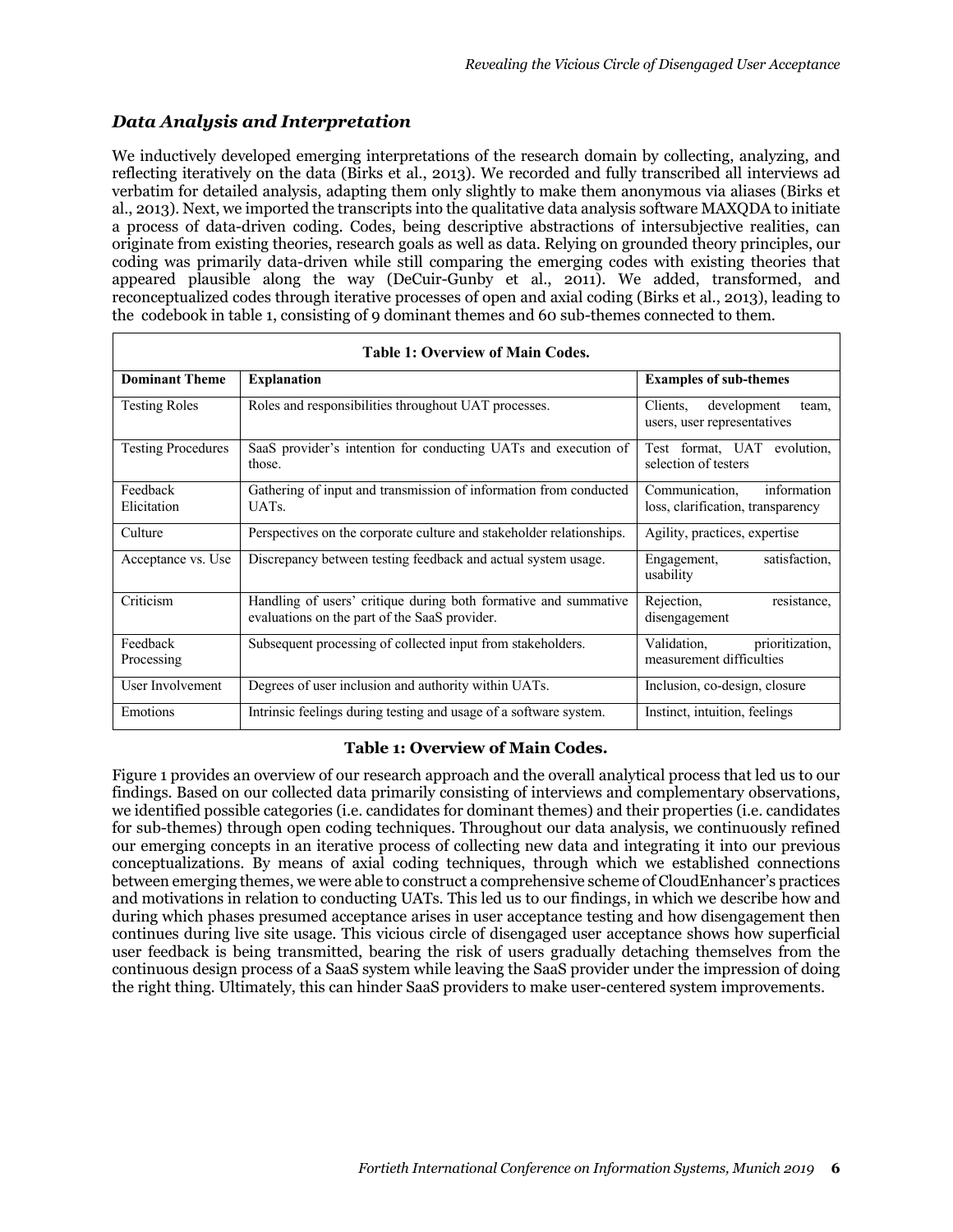### *Data Analysis and Interpretation*

We inductively developed emerging interpretations of the research domain by collecting, analyzing, and reflecting iteratively on the data (Birks et al., 2013). We recorded and fully transcribed all interviews ad verbatim for detailed analysis, adapting them only slightly to make them anonymous via aliases (Birks et al., 2013). Next, we imported the transcripts into the qualitative data analysis software MAXQDA to initiate a process of data-driven coding. Codes, being descriptive abstractions of intersubjective realities, can originate from existing theories, research goals as well as data. Relying on grounded theory principles, our coding was primarily data-driven while still comparing the emerging codes with existing theories that appeared plausible along the way (DeCuir-Gunby et al., 2011). We added, transformed, and reconceptualized codes through iterative processes of open and axial coding (Birks et al., 2013), leading to the codebook in table 1, consisting of 9 dominant themes and 60 sub-themes connected to them.

| Table 1: Overview of Main Codes. | | |
|---|---|---|
| **Dominant Theme** | **Explanation** | **Examples of sub-themes** |
| Testing Roles | Roles and responsibilities throughout UAT processes. | Clients, development team, users, user representatives |
| Testing Procedures | SaaS provider's intention for conducting UATs and execution of those. | Test format, UAT evolution, selection of testers |
| Feedback Elicitation | Gathering of input and transmission of information from conducted UATs. | Communication, information loss, clarification, transparency |
| Culture | Perspectives on the corporate culture and stakeholder relationships. | Agility, practices, expertise |
| Acceptance vs. Use | Discrepancy between testing feedback and actual system usage. | Engagement, satisfaction, usability |
| Criticism | Handling of users' critique during both formative and summative evaluations on the part of the SaaS provider. | Rejection, resistance, disengagement |
| Feedback Processing | Subsequent processing of collected input from stakeholders. | Validation, prioritization, measurement difficulties |
| User Involvement | Degrees of user inclusion and authority within UATs. | Inclusion, co-design, closure |
| Emotions | Intrinsic feelings during testing and usage of a software system. | Instinct, intuition, feelings |

**Table 1: Overview of Main Codes.**

Figure 1 provides an overview of our research approach and the overall analytical process that led us to our findings. Based on our collected data primarily consisting of interviews and complementary observations, we identified possible categories (i.e. candidates for dominant themes) and their properties (i.e. candidates for sub-themes) through open coding techniques. Throughout our data analysis, we continuously refined our emerging concepts in an iterative process of collecting new data and integrating it into our previous conceptualizations. By means of axial coding techniques, through which we established connections between emerging themes, we were able to construct a comprehensive scheme of CloudEnhancer's practices and motivations in relation to conducting UATs. This led us to our findings, in which we describe how and during which phases presumed acceptance arises in user acceptance testing and how disengagement then continues during live site usage. This vicious circle of disengaged user acceptance shows how superficial user feedback is being transmitted, bearing the risk of users gradually detaching themselves from the continuous design process of a SaaS system while leaving the SaaS provider under the impression of doing the right thing. Ultimately, this can hinder SaaS providers to make user-centered system improvements.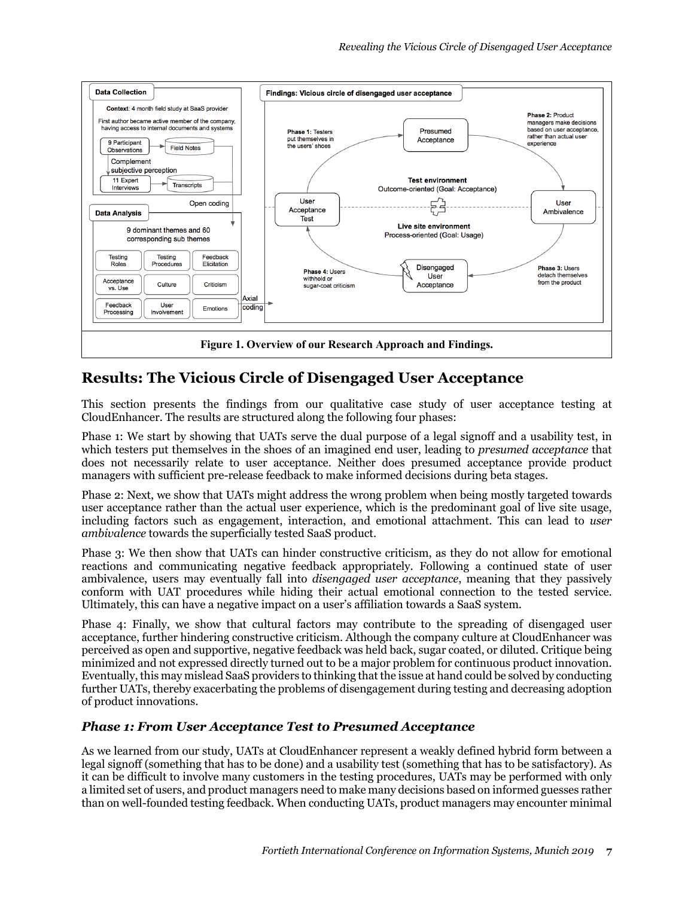Data Collection

Context: 4 month field study at SaaS provider

First author became active member of the company, having access to internal documents and systems

9 Participant Observations → Field Notes

Complement subjective perception

11 Expert Interviews → Transcripts

Open coding

Data Analysis

9 dominant themes and 60 corresponding sub themes

| Testing Roles | Testing Procedures | Feedback Elicitation |
|---|---|---|
| Acceptance vs. Use | Culture | Criticism |
| Feedback Processing | User Involvement | Emotions |

Axial coding

Findings: Vicious circle of disengaged user acceptance

Phase 1: Testers put themselves in the users' shoes

Presumed Acceptance

Phase 2: Product managers make decisions based on user acceptance, rather than actual user experience

User Acceptance Test

Test environment
Outcome-oriented (Goal: Acceptance)

Live site environment
Process-oriented (Goal: Usage)

User Ambivalence

Phase 4: Users withhold or sugar-coat criticism

Disengaged User Acceptance

Phase 3: Users detach themselves from the product

**Figure 1. Overview of our Research Approach and Findings.**

## Results: The Vicious Circle of Disengaged User Acceptance

This section presents the findings from our qualitative case study of user acceptance testing at CloudEnhancer. The results are structured along the following four phases:

Phase 1: We start by showing that UATs serve the dual purpose of a legal signoff and a usability test, in which testers put themselves in the shoes of an imagined end user, leading to *presumed acceptance* that does not necessarily relate to user acceptance. Neither does presumed acceptance provide product managers with sufficient pre-release feedback to make informed decisions during beta stages.

Phase 2: Next, we show that UATs might address the wrong problem when being mostly targeted towards user acceptance rather than the actual user experience, which is the predominant goal of live site usage, including factors such as engagement, interaction, and emotional attachment. This can lead to *user ambivalence* towards the superficially tested SaaS product.

Phase 3: We then show that UATs can hinder constructive criticism, as they do not allow for emotional reactions and communicating negative feedback appropriately. Following a continued state of user ambivalence, users may eventually fall into *disengaged user acceptance*, meaning that they passively conform with UAT procedures while hiding their actual emotional connection to the tested service. Ultimately, this can have a negative impact on a user's affiliation towards a SaaS system.

Phase 4: Finally, we show that cultural factors may contribute to the spreading of disengaged user acceptance, further hindering constructive criticism. Although the company culture at CloudEnhancer was perceived as open and supportive, negative feedback was held back, sugar coated, or diluted. Critique being minimized and not expressed directly turned out to be a major problem for continuous product innovation. Eventually, this may mislead SaaS providers to thinking that the issue at hand could be solved by conducting further UATs, thereby exacerbating the problems of disengagement during testing and decreasing adoption of product innovations.

### *Phase 1: From User Acceptance Test to Presumed Acceptance*

As we learned from our study, UATs at CloudEnhancer represent a weakly defined hybrid form between a legal signoff (something that has to be done) and a usability test (something that has to be satisfactory). As it can be difficult to involve many customers in the testing procedures, UATs may be performed with only a limited set of users, and product managers need to make many decisions based on informed guesses rather than on well-founded testing feedback. When conducting UATs, product managers may encounter minimal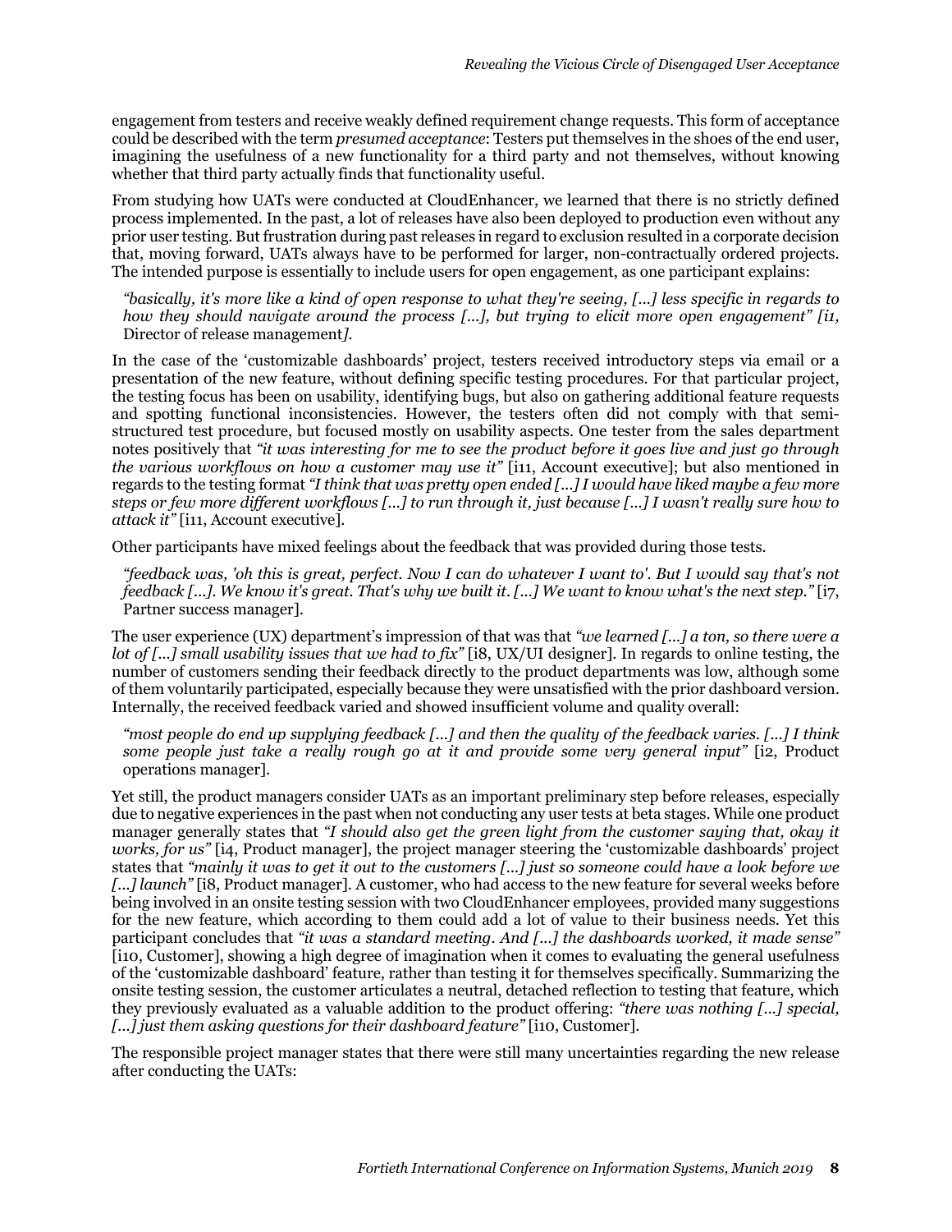engagement from testers and receive weakly defined requirement change requests. This form of acceptance could be described with the term *presumed acceptance*: Testers put themselves in the shoes of the end user, imagining the usefulness of a new functionality for a third party and not themselves, without knowing whether that third party actually finds that functionality useful.

From studying how UATs were conducted at CloudEnhancer, we learned that there is no strictly defined process implemented. In the past, a lot of releases have also been deployed to production even without any prior user testing. But frustration during past releases in regard to exclusion resulted in a corporate decision that, moving forward, UATs always have to be performed for larger, non-contractually ordered projects. The intended purpose is essentially to include users for open engagement, as one participant explains:

> *"basically, it's more like a kind of open response to what they're seeing, [...] less specific in regards to how they should navigate around the process [...], but trying to elicit more open engagement" [i1,* Director of release management*].*

In the case of the 'customizable dashboards' project, testers received introductory steps via email or a presentation of the new feature, without defining specific testing procedures. For that particular project, the testing focus has been on usability, identifying bugs, but also on gathering additional feature requests and spotting functional inconsistencies. However, the testers often did not comply with that semi-structured test procedure, but focused mostly on usability aspects. One tester from the sales department notes positively that *"it was interesting for me to see the product before it goes live and just go through the various workflows on how a customer may use it"* [i11, Account executive]; but also mentioned in regards to the testing format *"I think that was pretty open ended [...] I would have liked maybe a few more steps or few more different workflows [...] to run through it, just because [...] I wasn't really sure how to attack it"* [i11, Account executive].

Other participants have mixed feelings about the feedback that was provided during those tests.

> *"feedback was, 'oh this is great, perfect. Now I can do whatever I want to'. But I would say that's not feedback [...]. We know it's great. That's why we built it. [...] We want to know what's the next step."* [i7, Partner success manager].

The user experience (UX) department's impression of that was that *"we learned [...] a ton, so there were a lot of [...] small usability issues that we had to fix"* [i8, UX/UI designer]. In regards to online testing, the number of customers sending their feedback directly to the product departments was low, although some of them voluntarily participated, especially because they were unsatisfied with the prior dashboard version. Internally, the received feedback varied and showed insufficient volume and quality overall:

> *"most people do end up supplying feedback [...] and then the quality of the feedback varies. [...] I think some people just take a really rough go at it and provide some very general input"* [i2, Product operations manager].

Yet still, the product managers consider UATs as an important preliminary step before releases, especially due to negative experiences in the past when not conducting any user tests at beta stages. While one product manager generally states that *"I should also get the green light from the customer saying that, okay it works, for us"* [i4, Product manager], the project manager steering the 'customizable dashboards' project states that *"mainly it was to get it out to the customers [...] just so someone could have a look before we [...] launch"* [i8, Product manager]. A customer, who had access to the new feature for several weeks before being involved in an onsite testing session with two CloudEnhancer employees, provided many suggestions for the new feature, which according to them could add a lot of value to their business needs. Yet this participant concludes that *"it was a standard meeting. And [...] the dashboards worked, it made sense"* [i10, Customer], showing a high degree of imagination when it comes to evaluating the general usefulness of the 'customizable dashboard' feature, rather than testing it for themselves specifically. Summarizing the onsite testing session, the customer articulates a neutral, detached reflection to testing that feature, which they previously evaluated as a valuable addition to the product offering: *"there was nothing [...] special, [...] just them asking questions for their dashboard feature"* [i10, Customer].

The responsible project manager states that there were still many uncertainties regarding the new release after conducting the UATs: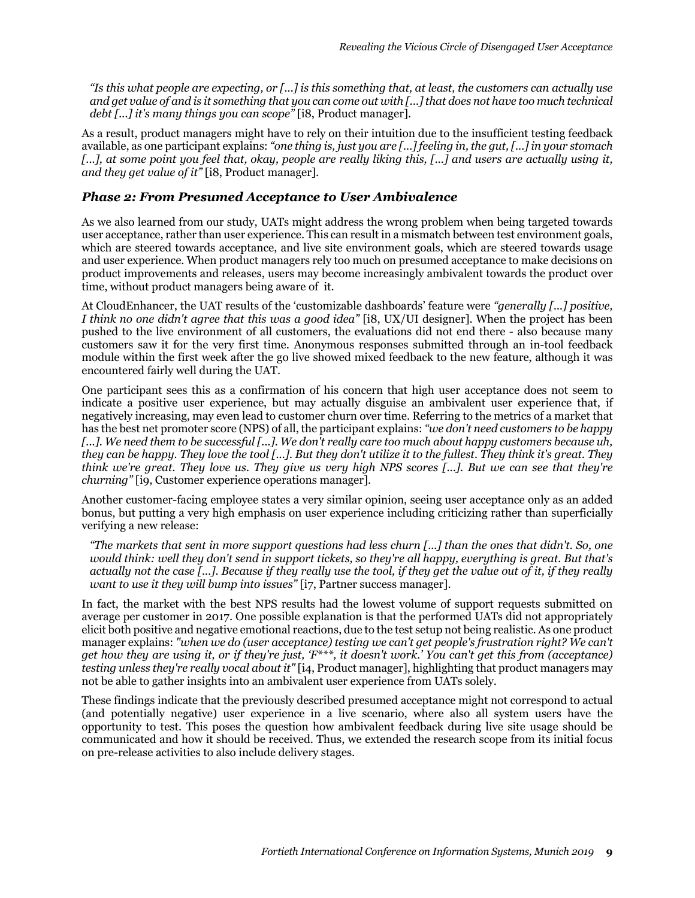*"Is this what people are expecting, or [...] is this something that, at least, the customers can actually use and get value of and is it something that you can come out with [...] that does not have too much technical debt [...] it's many things you can scope"* [i8, Product manager].

As a result, product managers might have to rely on their intuition due to the insufficient testing feedback available, as one participant explains: *"one thing is, just you are [...] feeling in, the gut, [...] in your stomach [...], at some point you feel that, okay, people are really liking this, [...] and users are actually using it, and they get value of it"* [i8, Product manager].

### *Phase 2: From Presumed Acceptance to User Ambivalence*

As we also learned from our study, UATs might address the wrong problem when being targeted towards user acceptance, rather than user experience. This can result in a mismatch between test environment goals, which are steered towards acceptance, and live site environment goals, which are steered towards usage and user experience. When product managers rely too much on presumed acceptance to make decisions on product improvements and releases, users may become increasingly ambivalent towards the product over time, without product managers being aware of it.

At CloudEnhancer, the UAT results of the 'customizable dashboards' feature were *"generally [...] positive, I think no one didn't agree that this was a good idea"* [i8, UX/UI designer]. When the project has been pushed to the live environment of all customers, the evaluations did not end there - also because many customers saw it for the very first time. Anonymous responses submitted through an in-tool feedback module within the first week after the go live showed mixed feedback to the new feature, although it was encountered fairly well during the UAT.

One participant sees this as a confirmation of his concern that high user acceptance does not seem to indicate a positive user experience, but may actually disguise an ambivalent user experience that, if negatively increasing, may even lead to customer churn over time. Referring to the metrics of a market that has the best net promoter score (NPS) of all, the participant explains: *"we don't need customers to be happy [...]. We need them to be successful [...]. We don't really care too much about happy customers because uh, they can be happy. They love the tool [...]. But they don't utilize it to the fullest. They think it's great. They think we're great. They love us. They give us very high NPS scores [...]. But we can see that they're churning"* [i9, Customer experience operations manager].

Another customer-facing employee states a very similar opinion, seeing user acceptance only as an added bonus, but putting a very high emphasis on user experience including criticizing rather than superficially verifying a new release:

*"The markets that sent in more support questions had less churn [...] than the ones that didn't. So, one would think: well they don't send in support tickets, so they're all happy, everything is great. But that's actually not the case [...]. Because if they really use the tool, if they get the value out of it, if they really want to use it they will bump into issues"* [i7, Partner success manager].

In fact, the market with the best NPS results had the lowest volume of support requests submitted on average per customer in 2017. One possible explanation is that the performed UATs did not appropriately elicit both positive and negative emotional reactions, due to the test setup not being realistic. As one product manager explains: *"when we do (user acceptance) testing we can't get people's frustration right? We can't get how they are using it, or if they're just, 'F***, it doesn't work.' You can't get this from (acceptance) testing unless they're really vocal about it"* [i4, Product manager], highlighting that product managers may not be able to gather insights into an ambivalent user experience from UATs solely.

These findings indicate that the previously described presumed acceptance might not correspond to actual (and potentially negative) user experience in a live scenario, where also all system users have the opportunity to test. This poses the question how ambivalent feedback during live site usage should be communicated and how it should be received. Thus, we extended the research scope from its initial focus on pre-release activities to also include delivery stages.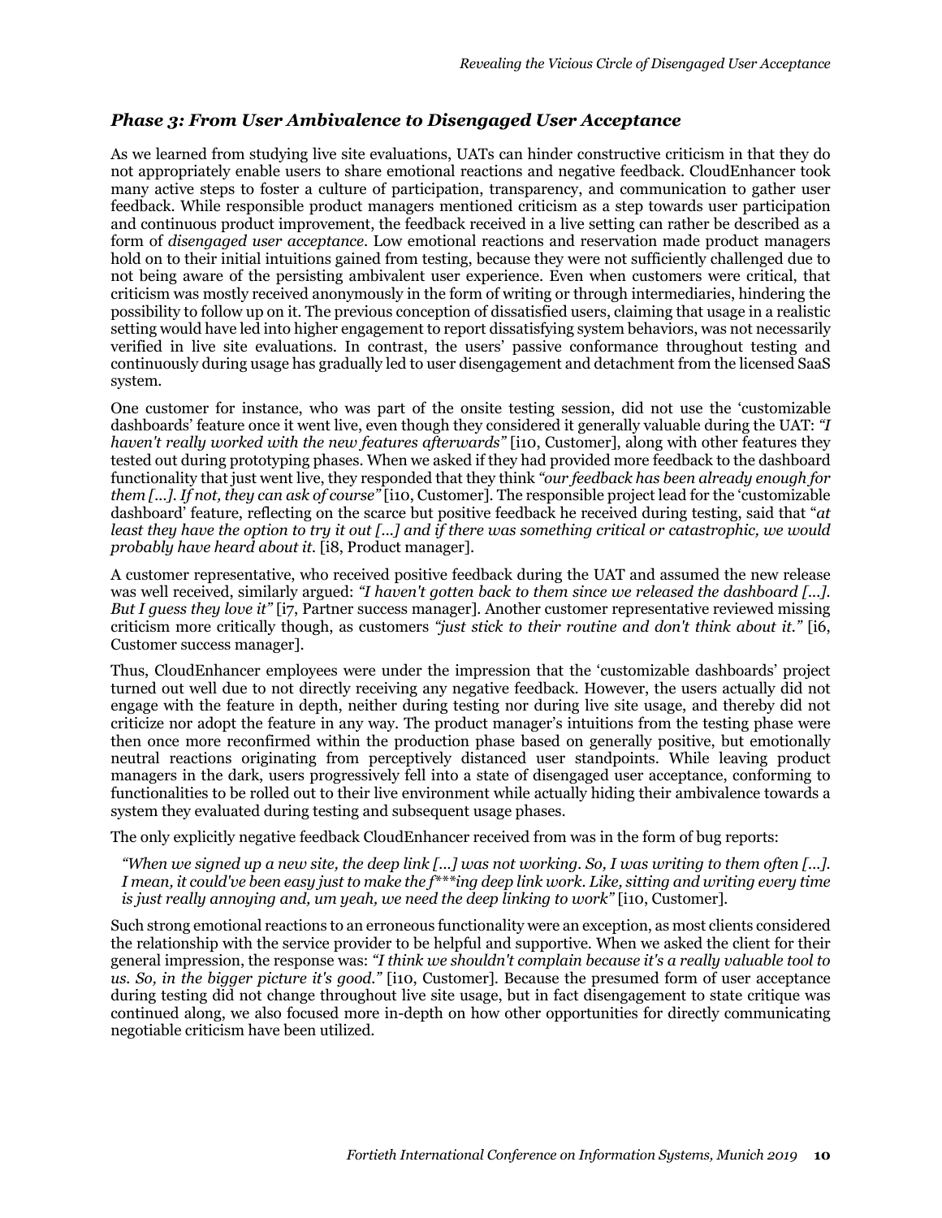### *Phase 3: From User Ambivalence to Disengaged User Acceptance*

As we learned from studying live site evaluations, UATs can hinder constructive criticism in that they do not appropriately enable users to share emotional reactions and negative feedback. CloudEnhancer took many active steps to foster a culture of participation, transparency, and communication to gather user feedback. While responsible product managers mentioned criticism as a step towards user participation and continuous product improvement, the feedback received in a live setting can rather be described as a form of *disengaged user acceptance*. Low emotional reactions and reservation made product managers hold on to their initial intuitions gained from testing, because they were not sufficiently challenged due to not being aware of the persisting ambivalent user experience. Even when customers were critical, that criticism was mostly received anonymously in the form of writing or through intermediaries, hindering the possibility to follow up on it. The previous conception of dissatisfied users, claiming that usage in a realistic setting would have led into higher engagement to report dissatisfying system behaviors, was not necessarily verified in live site evaluations. In contrast, the users' passive conformance throughout testing and continuously during usage has gradually led to user disengagement and detachment from the licensed SaaS system.

One customer for instance, who was part of the onsite testing session, did not use the 'customizable dashboards' feature once it went live, even though they considered it generally valuable during the UAT: *"I haven't really worked with the new features afterwards"* [i10, Customer], along with other features they tested out during prototyping phases. When we asked if they had provided more feedback to the dashboard functionality that just went live, they responded that they think *"our feedback has been already enough for them [...]. If not, they can ask of course"* [i10, Customer]. The responsible project lead for the 'customizable dashboard' feature, reflecting on the scarce but positive feedback he received during testing, said that "*at least they have the option to try it out [...] and if there was something critical or catastrophic, we would probably have heard about it.* [i8, Product manager].

A customer representative, who received positive feedback during the UAT and assumed the new release was well received, similarly argued: *"I haven't gotten back to them since we released the dashboard [...]. But I guess they love it"* [i7, Partner success manager]. Another customer representative reviewed missing criticism more critically though, as customers *"just stick to their routine and don't think about it."* [i6, Customer success manager].

Thus, CloudEnhancer employees were under the impression that the 'customizable dashboards' project turned out well due to not directly receiving any negative feedback. However, the users actually did not engage with the feature in depth, neither during testing nor during live site usage, and thereby did not criticize nor adopt the feature in any way. The product manager's intuitions from the testing phase were then once more reconfirmed within the production phase based on generally positive, but emotionally neutral reactions originating from perceptively distanced user standpoints. While leaving product managers in the dark, users progressively fell into a state of disengaged user acceptance, conforming to functionalities to be rolled out to their live environment while actually hiding their ambivalence towards a system they evaluated during testing and subsequent usage phases.

The only explicitly negative feedback CloudEnhancer received from was in the form of bug reports:

> *"When we signed up a new site, the deep link [...] was not working. So, I was writing to them often [...]. I mean, it could've been easy just to make the f\*\*\*ing deep link work. Like, sitting and writing every time is just really annoying and, um yeah, we need the deep linking to work"* [i10, Customer].

Such strong emotional reactions to an erroneous functionality were an exception, as most clients considered the relationship with the service provider to be helpful and supportive. When we asked the client for their general impression, the response was: *"I think we shouldn't complain because it's a really valuable tool to us. So, in the bigger picture it's good."* [i10, Customer]. Because the presumed form of user acceptance during testing did not change throughout live site usage, but in fact disengagement to state critique was continued along, we also focused more in-depth on how other opportunities for directly communicating negotiable criticism have been utilized.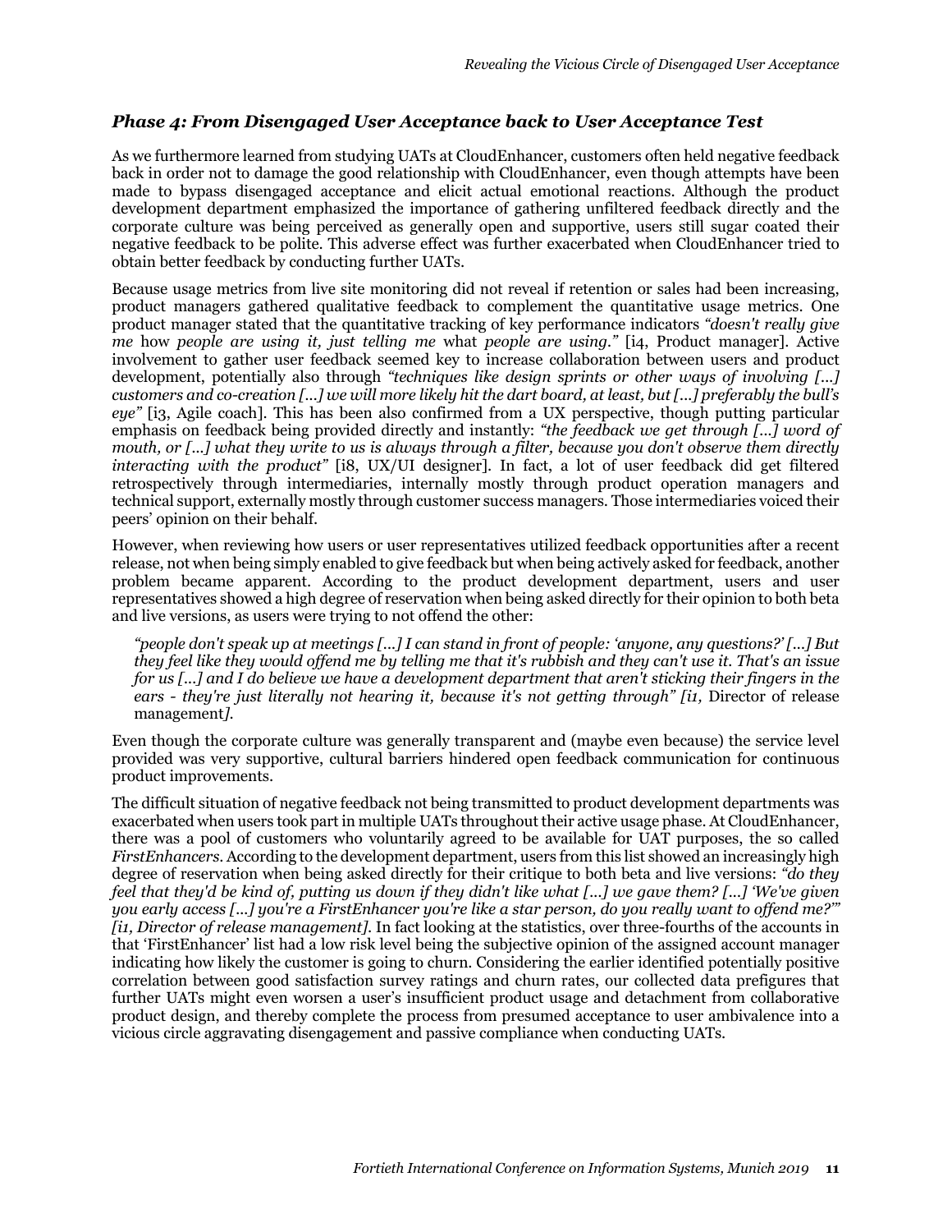### *Phase 4: From Disengaged User Acceptance back to User Acceptance Test*

As we furthermore learned from studying UATs at CloudEnhancer, customers often held negative feedback back in order not to damage the good relationship with CloudEnhancer, even though attempts have been made to bypass disengaged acceptance and elicit actual emotional reactions. Although the product development department emphasized the importance of gathering unfiltered feedback directly and the corporate culture was being perceived as generally open and supportive, users still sugar coated their negative feedback to be polite. This adverse effect was further exacerbated when CloudEnhancer tried to obtain better feedback by conducting further UATs.

Because usage metrics from live site monitoring did not reveal if retention or sales had been increasing, product managers gathered qualitative feedback to complement the quantitative usage metrics. One product manager stated that the quantitative tracking of key performance indicators *"doesn't really give me* how *people are using it, just telling me* what *people are using."* [i4, Product manager]. Active involvement to gather user feedback seemed key to increase collaboration between users and product development, potentially also through *"techniques like design sprints or other ways of involving [...] customers and co-creation [...] we will more likely hit the dart board, at least, but [...] preferably the bull's eye"* [i3, Agile coach]. This has been also confirmed from a UX perspective, though putting particular emphasis on feedback being provided directly and instantly: *"the feedback we get through [...] word of mouth, or [...] what they write to us is always through a filter, because you don't observe them directly interacting with the product"* [i8, UX/UI designer]. In fact, a lot of user feedback did get filtered retrospectively through intermediaries, internally mostly through product operation managers and technical support, externally mostly through customer success managers. Those intermediaries voiced their peers' opinion on their behalf.

However, when reviewing how users or user representatives utilized feedback opportunities after a recent release, not when being simply enabled to give feedback but when being actively asked for feedback, another problem became apparent. According to the product development department, users and user representatives showed a high degree of reservation when being asked directly for their opinion to both beta and live versions, as users were trying to not offend the other:

> *"people don't speak up at meetings [...] I can stand in front of people: 'anyone, any questions?' [...] But they feel like they would offend me by telling me that it's rubbish and they can't use it. That's an issue for us [...] and I do believe we have a development department that aren't sticking their fingers in the ears - they're just literally not hearing it, because it's not getting through" [i1,* Director of release management*].*

Even though the corporate culture was generally transparent and (maybe even because) the service level provided was very supportive, cultural barriers hindered open feedback communication for continuous product improvements.

The difficult situation of negative feedback not being transmitted to product development departments was exacerbated when users took part in multiple UATs throughout their active usage phase. At CloudEnhancer, there was a pool of customers who voluntarily agreed to be available for UAT purposes, the so called *FirstEnhancers*. According to the development department, users from this list showed an increasingly high degree of reservation when being asked directly for their critique to both beta and live versions: *"do they feel that they'd be kind of, putting us down if they didn't like what [...] we gave them? [...] 'We've given you early access [...] you're a FirstEnhancer you're like a star person, do you really want to offend me?'" [i1, Director of release management].* In fact looking at the statistics, over three-fourths of the accounts in that 'FirstEnhancer' list had a low risk level being the subjective opinion of the assigned account manager indicating how likely the customer is going to churn. Considering the earlier identified potentially positive correlation between good satisfaction survey ratings and churn rates, our collected data prefigures that further UATs might even worsen a user's insufficient product usage and detachment from collaborative product design, and thereby complete the process from presumed acceptance to user ambivalence into a vicious circle aggravating disengagement and passive compliance when conducting UATs.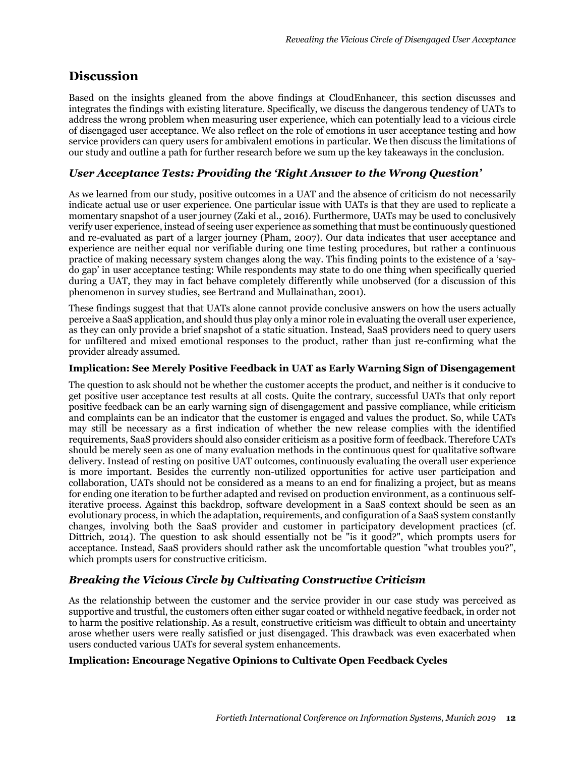## Discussion

Based on the insights gleaned from the above findings at CloudEnhancer, this section discusses and integrates the findings with existing literature. Specifically, we discuss the dangerous tendency of UATs to address the wrong problem when measuring user experience, which can potentially lead to a vicious circle of disengaged user acceptance. We also reflect on the role of emotions in user acceptance testing and how service providers can query users for ambivalent emotions in particular. We then discuss the limitations of our study and outline a path for further research before we sum up the key takeaways in the conclusion.

### *User Acceptance Tests: Providing the 'Right Answer to the Wrong Question'*

As we learned from our study, positive outcomes in a UAT and the absence of criticism do not necessarily indicate actual use or user experience. One particular issue with UATs is that they are used to replicate a momentary snapshot of a user journey (Zaki et al., 2016). Furthermore, UATs may be used to conclusively verify user experience, instead of seeing user experience as something that must be continuously questioned and re-evaluated as part of a larger journey (Pham, 2007). Our data indicates that user acceptance and experience are neither equal nor verifiable during one time testing procedures, but rather a continuous practice of making necessary system changes along the way. This finding points to the existence of a 'say-do gap' in user acceptance testing: While respondents may state to do one thing when specifically queried during a UAT, they may in fact behave completely differently while unobserved (for a discussion of this phenomenon in survey studies, see Bertrand and Mullainathan, 2001).

These findings suggest that that UATs alone cannot provide conclusive answers on how the users actually perceive a SaaS application, and should thus play only a minor role in evaluating the overall user experience, as they can only provide a brief snapshot of a static situation. Instead, SaaS providers need to query users for unfiltered and mixed emotional responses to the product, rather than just re-confirming what the provider already assumed.

#### Implication: See Merely Positive Feedback in UAT as Early Warning Sign of Disengagement

The question to ask should not be whether the customer accepts the product, and neither is it conducive to get positive user acceptance test results at all costs. Quite the contrary, successful UATs that only report positive feedback can be an early warning sign of disengagement and passive compliance, while criticism and complaints can be an indicator that the customer is engaged and values the product. So, while UATs may still be necessary as a first indication of whether the new release complies with the identified requirements, SaaS providers should also consider criticism as a positive form of feedback. Therefore UATs should be merely seen as one of many evaluation methods in the continuous quest for qualitative software delivery. Instead of resting on positive UAT outcomes, continuously evaluating the overall user experience is more important. Besides the currently non-utilized opportunities for active user participation and collaboration, UATs should not be considered as a means to an end for finalizing a project, but as means for ending one iteration to be further adapted and revised on production environment, as a continuous self-iterative process. Against this backdrop, software development in a SaaS context should be seen as an evolutionary process, in which the adaptation, requirements, and configuration of a SaaS system constantly changes, involving both the SaaS provider and customer in participatory development practices (cf. Dittrich, 2014). The question to ask should essentially not be "is it good?", which prompts users for acceptance. Instead, SaaS providers should rather ask the uncomfortable question "what troubles you?", which prompts users for constructive criticism.

### *Breaking the Vicious Circle by Cultivating Constructive Criticism*

As the relationship between the customer and the service provider in our case study was perceived as supportive and trustful, the customers often either sugar coated or withheld negative feedback, in order not to harm the positive relationship. As a result, constructive criticism was difficult to obtain and uncertainty arose whether users were really satisfied or just disengaged. This drawback was even exacerbated when users conducted various UATs for several system enhancements.

#### Implication: Encourage Negative Opinions to Cultivate Open Feedback Cycles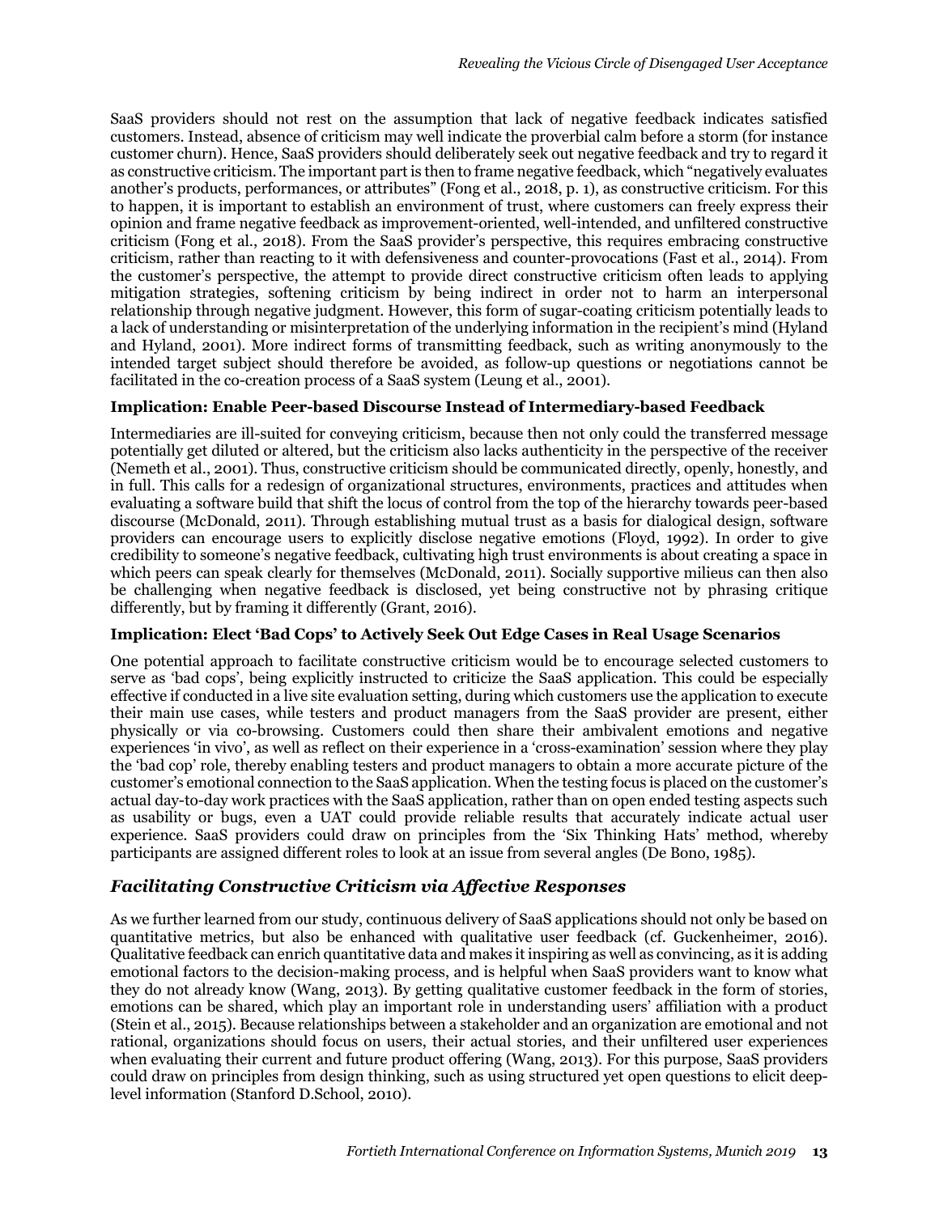SaaS providers should not rest on the assumption that lack of negative feedback indicates satisfied customers. Instead, absence of criticism may well indicate the proverbial calm before a storm (for instance customer churn). Hence, SaaS providers should deliberately seek out negative feedback and try to regard it as constructive criticism. The important part is then to frame negative feedback, which "negatively evaluates another's products, performances, or attributes" (Fong et al., 2018, p. 1), as constructive criticism. For this to happen, it is important to establish an environment of trust, where customers can freely express their opinion and frame negative feedback as improvement-oriented, well-intended, and unfiltered constructive criticism (Fong et al., 2018). From the SaaS provider's perspective, this requires embracing constructive criticism, rather than reacting to it with defensiveness and counter-provocations (Fast et al., 2014). From the customer's perspective, the attempt to provide direct constructive criticism often leads to applying mitigation strategies, softening criticism by being indirect in order not to harm an interpersonal relationship through negative judgment. However, this form of sugar-coating criticism potentially leads to a lack of understanding or misinterpretation of the underlying information in the recipient's mind (Hyland and Hyland, 2001). More indirect forms of transmitting feedback, such as writing anonymously to the intended target subject should therefore be avoided, as follow-up questions or negotiations cannot be facilitated in the co-creation process of a SaaS system (Leung et al., 2001).

**Implication: Enable Peer-based Discourse Instead of Intermediary-based Feedback**

Intermediaries are ill-suited for conveying criticism, because then not only could the transferred message potentially get diluted or altered, but the criticism also lacks authenticity in the perspective of the receiver (Nemeth et al., 2001). Thus, constructive criticism should be communicated directly, openly, honestly, and in full. This calls for a redesign of organizational structures, environments, practices and attitudes when evaluating a software build that shift the locus of control from the top of the hierarchy towards peer-based discourse (McDonald, 2011). Through establishing mutual trust as a basis for dialogical design, software providers can encourage users to explicitly disclose negative emotions (Floyd, 1992). In order to give credibility to someone's negative feedback, cultivating high trust environments is about creating a space in which peers can speak clearly for themselves (McDonald, 2011). Socially supportive milieus can then also be challenging when negative feedback is disclosed, yet being constructive not by phrasing critique differently, but by framing it differently (Grant, 2016).

**Implication: Elect 'Bad Cops' to Actively Seek Out Edge Cases in Real Usage Scenarios**

One potential approach to facilitate constructive criticism would be to encourage selected customers to serve as 'bad cops', being explicitly instructed to criticize the SaaS application. This could be especially effective if conducted in a live site evaluation setting, during which customers use the application to execute their main use cases, while testers and product managers from the SaaS provider are present, either physically or via co-browsing. Customers could then share their ambivalent emotions and negative experiences 'in vivo', as well as reflect on their experience in a 'cross-examination' session where they play the 'bad cop' role, thereby enabling testers and product managers to obtain a more accurate picture of the customer's emotional connection to the SaaS application. When the testing focus is placed on the customer's actual day-to-day work practices with the SaaS application, rather than on open ended testing aspects such as usability or bugs, even a UAT could provide reliable results that accurately indicate actual user experience. SaaS providers could draw on principles from the 'Six Thinking Hats' method, whereby participants are assigned different roles to look at an issue from several angles (De Bono, 1985).

## *Facilitating Constructive Criticism via Affective Responses*

As we further learned from our study, continuous delivery of SaaS applications should not only be based on quantitative metrics, but also be enhanced with qualitative user feedback (cf. Guckenheimer, 2016). Qualitative feedback can enrich quantitative data and makes it inspiring as well as convincing, as it is adding emotional factors to the decision-making process, and is helpful when SaaS providers want to know what they do not already know (Wang, 2013). By getting qualitative customer feedback in the form of stories, emotions can be shared, which play an important role in understanding users' affiliation with a product (Stein et al., 2015). Because relationships between a stakeholder and an organization are emotional and not rational, organizations should focus on users, their actual stories, and their unfiltered user experiences when evaluating their current and future product offering (Wang, 2013). For this purpose, SaaS providers could draw on principles from design thinking, such as using structured yet open questions to elicit deep-level information (Stanford D.School, 2010).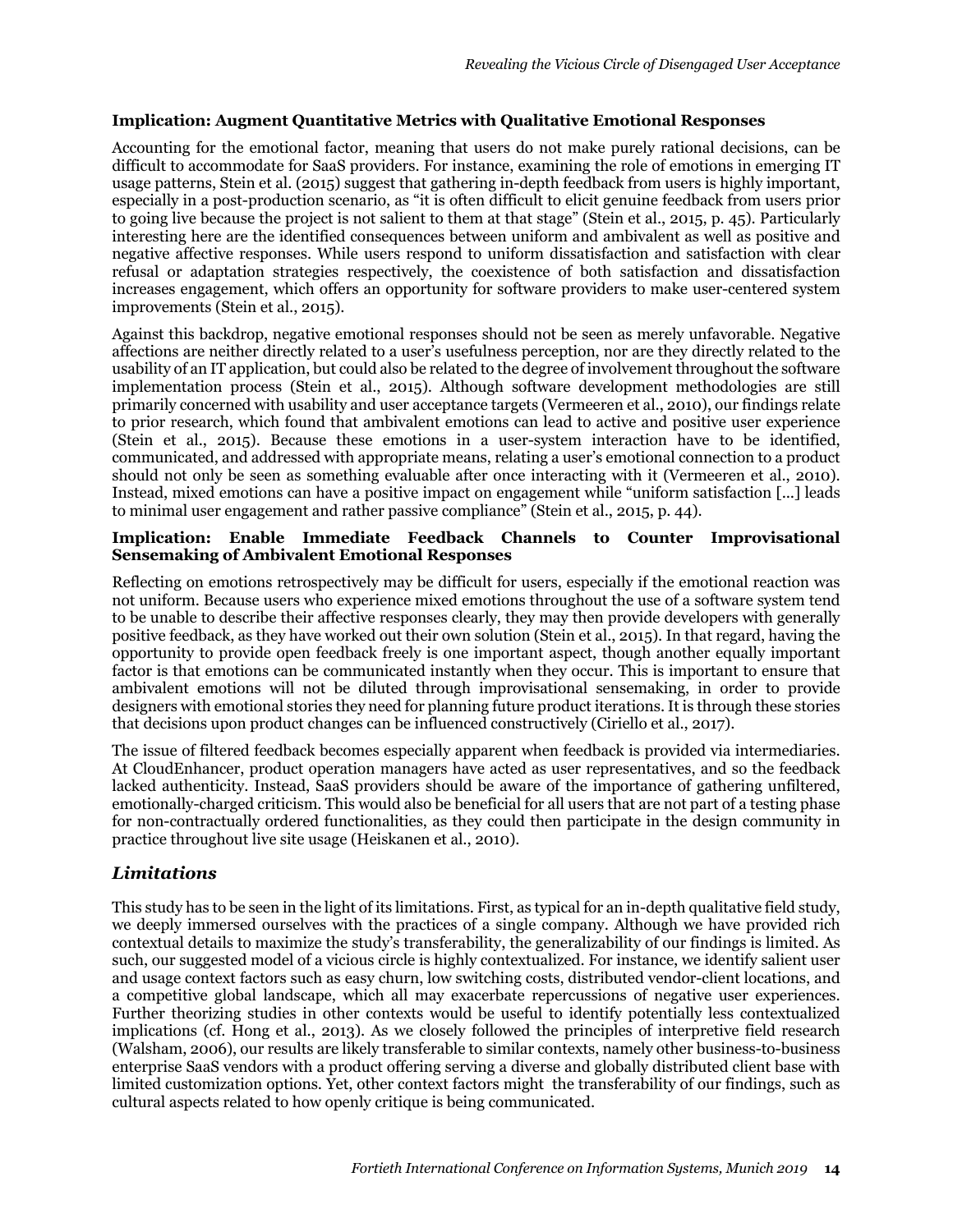#### Implication: Augment Quantitative Metrics with Qualitative Emotional Responses

Accounting for the emotional factor, meaning that users do not make purely rational decisions, can be difficult to accommodate for SaaS providers. For instance, examining the role of emotions in emerging IT usage patterns, Stein et al. (2015) suggest that gathering in-depth feedback from users is highly important, especially in a post-production scenario, as "it is often difficult to elicit genuine feedback from users prior to going live because the project is not salient to them at that stage" (Stein et al., 2015, p. 45). Particularly interesting here are the identified consequences between uniform and ambivalent as well as positive and negative affective responses. While users respond to uniform dissatisfaction and satisfaction with clear refusal or adaptation strategies respectively, the coexistence of both satisfaction and dissatisfaction increases engagement, which offers an opportunity for software providers to make user-centered system improvements (Stein et al., 2015).

Against this backdrop, negative emotional responses should not be seen as merely unfavorable. Negative affections are neither directly related to a user's usefulness perception, nor are they directly related to the usability of an IT application, but could also be related to the degree of involvement throughout the software implementation process (Stein et al., 2015). Although software development methodologies are still primarily concerned with usability and user acceptance targets (Vermeeren et al., 2010), our findings relate to prior research, which found that ambivalent emotions can lead to active and positive user experience (Stein et al., 2015). Because these emotions in a user-system interaction have to be identified, communicated, and addressed with appropriate means, relating a user's emotional connection to a product should not only be seen as something evaluable after once interacting with it (Vermeeren et al., 2010). Instead, mixed emotions can have a positive impact on engagement while "uniform satisfaction [...] leads to minimal user engagement and rather passive compliance" (Stein et al., 2015, p. 44).

#### Implication: Enable Immediate Feedback Channels to Counter Improvisational Sensemaking of Ambivalent Emotional Responses

Reflecting on emotions retrospectively may be difficult for users, especially if the emotional reaction was not uniform. Because users who experience mixed emotions throughout the use of a software system tend to be unable to describe their affective responses clearly, they may then provide developers with generally positive feedback, as they have worked out their own solution (Stein et al., 2015). In that regard, having the opportunity to provide open feedback freely is one important aspect, though another equally important factor is that emotions can be communicated instantly when they occur. This is important to ensure that ambivalent emotions will not be diluted through improvisational sensemaking, in order to provide designers with emotional stories they need for planning future product iterations. It is through these stories that decisions upon product changes can be influenced constructively (Ciriello et al., 2017).

The issue of filtered feedback becomes especially apparent when feedback is provided via intermediaries. At CloudEnhancer, product operation managers have acted as user representatives, and so the feedback lacked authenticity. Instead, SaaS providers should be aware of the importance of gathering unfiltered, emotionally-charged criticism. This would also be beneficial for all users that are not part of a testing phase for non-contractually ordered functionalities, as they could then participate in the design community in practice throughout live site usage (Heiskanen et al., 2010).

### *Limitations*

This study has to be seen in the light of its limitations. First, as typical for an in-depth qualitative field study, we deeply immersed ourselves with the practices of a single company. Although we have provided rich contextual details to maximize the study's transferability, the generalizability of our findings is limited. As such, our suggested model of a vicious circle is highly contextualized. For instance, we identify salient user and usage context factors such as easy churn, low switching costs, distributed vendor-client locations, and a competitive global landscape, which all may exacerbate repercussions of negative user experiences. Further theorizing studies in other contexts would be useful to identify potentially less contextualized implications (cf. Hong et al., 2013). As we closely followed the principles of interpretive field research (Walsham, 2006), our results are likely transferable to similar contexts, namely other business-to-business enterprise SaaS vendors with a product offering serving a diverse and globally distributed client base with limited customization options. Yet, other context factors might the transferability of our findings, such as cultural aspects related to how openly critique is being communicated.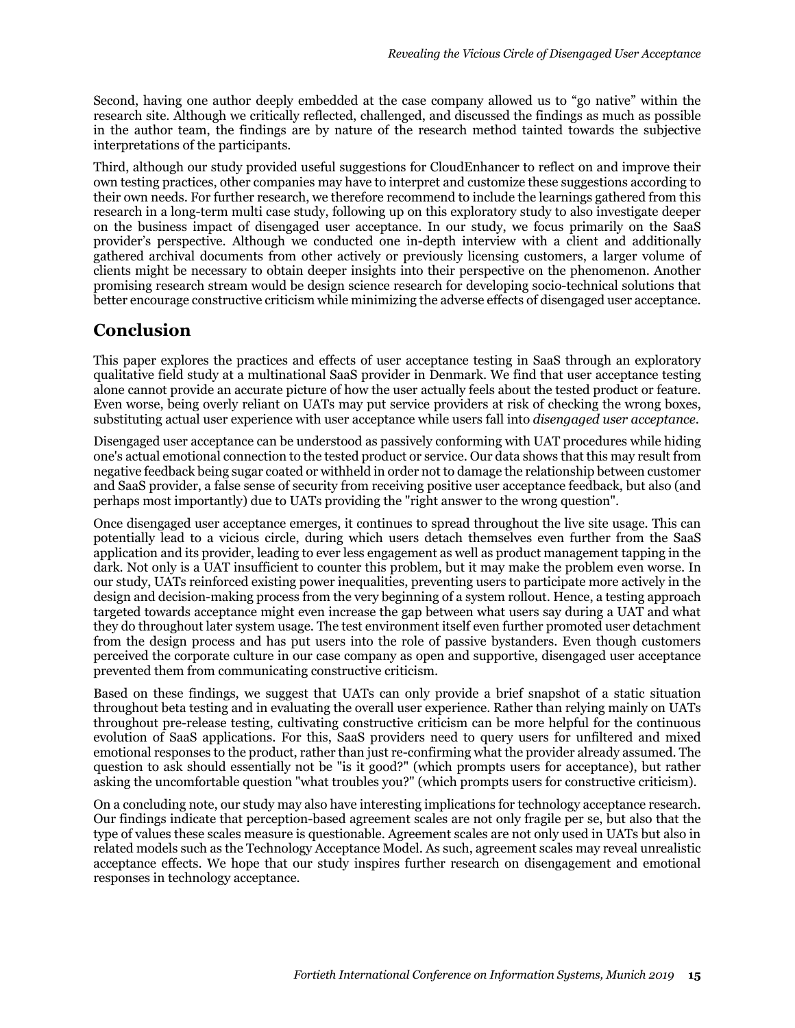Second, having one author deeply embedded at the case company allowed us to "go native" within the research site. Although we critically reflected, challenged, and discussed the findings as much as possible in the author team, the findings are by nature of the research method tainted towards the subjective interpretations of the participants.

Third, although our study provided useful suggestions for CloudEnhancer to reflect on and improve their own testing practices, other companies may have to interpret and customize these suggestions according to their own needs. For further research, we therefore recommend to include the learnings gathered from this research in a long-term multi case study, following up on this exploratory study to also investigate deeper on the business impact of disengaged user acceptance. In our study, we focus primarily on the SaaS provider's perspective. Although we conducted one in-depth interview with a client and additionally gathered archival documents from other actively or previously licensing customers, a larger volume of clients might be necessary to obtain deeper insights into their perspective on the phenomenon. Another promising research stream would be design science research for developing socio-technical solutions that better encourage constructive criticism while minimizing the adverse effects of disengaged user acceptance.

## Conclusion

This paper explores the practices and effects of user acceptance testing in SaaS through an exploratory qualitative field study at a multinational SaaS provider in Denmark. We find that user acceptance testing alone cannot provide an accurate picture of how the user actually feels about the tested product or feature. Even worse, being overly reliant on UATs may put service providers at risk of checking the wrong boxes, substituting actual user experience with user acceptance while users fall into *disengaged user acceptance*.

Disengaged user acceptance can be understood as passively conforming with UAT procedures while hiding one's actual emotional connection to the tested product or service. Our data shows that this may result from negative feedback being sugar coated or withheld in order not to damage the relationship between customer and SaaS provider, a false sense of security from receiving positive user acceptance feedback, but also (and perhaps most importantly) due to UATs providing the "right answer to the wrong question".

Once disengaged user acceptance emerges, it continues to spread throughout the live site usage. This can potentially lead to a vicious circle, during which users detach themselves even further from the SaaS application and its provider, leading to ever less engagement as well as product management tapping in the dark. Not only is a UAT insufficient to counter this problem, but it may make the problem even worse. In our study, UATs reinforced existing power inequalities, preventing users to participate more actively in the design and decision-making process from the very beginning of a system rollout. Hence, a testing approach targeted towards acceptance might even increase the gap between what users say during a UAT and what they do throughout later system usage. The test environment itself even further promoted user detachment from the design process and has put users into the role of passive bystanders. Even though customers perceived the corporate culture in our case company as open and supportive, disengaged user acceptance prevented them from communicating constructive criticism.

Based on these findings, we suggest that UATs can only provide a brief snapshot of a static situation throughout beta testing and in evaluating the overall user experience. Rather than relying mainly on UATs throughout pre-release testing, cultivating constructive criticism can be more helpful for the continuous evolution of SaaS applications. For this, SaaS providers need to query users for unfiltered and mixed emotional responses to the product, rather than just re-confirming what the provider already assumed. The question to ask should essentially not be "is it good?" (which prompts users for acceptance), but rather asking the uncomfortable question "what troubles you?" (which prompts users for constructive criticism).

On a concluding note, our study may also have interesting implications for technology acceptance research. Our findings indicate that perception-based agreement scales are not only fragile per se, but also that the type of values these scales measure is questionable. Agreement scales are not only used in UATs but also in related models such as the Technology Acceptance Model. As such, agreement scales may reveal unrealistic acceptance effects. We hope that our study inspires further research on disengagement and emotional responses in technology acceptance.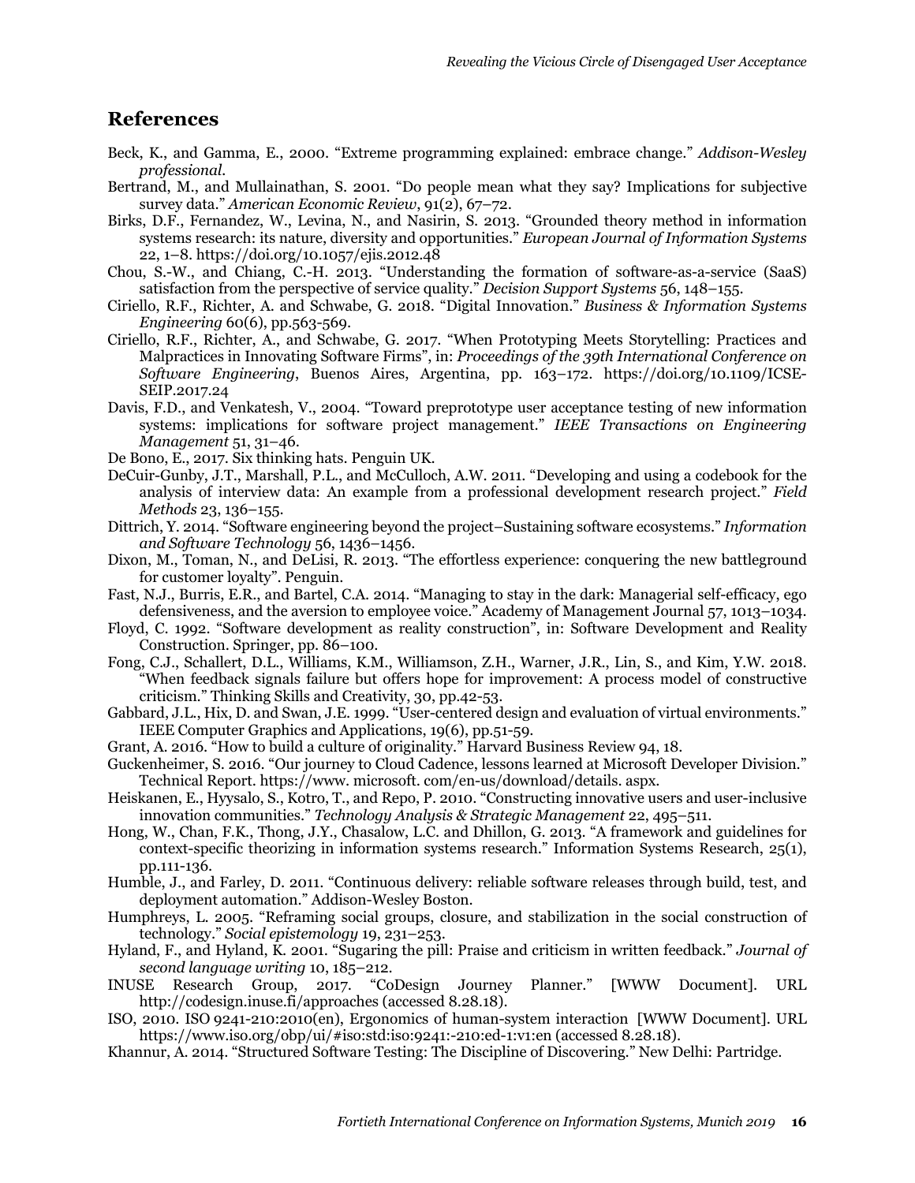## References

Beck, K., and Gamma, E., 2000. "Extreme programming explained: embrace change." *Addison-Wesley professional.*

Bertrand, M., and Mullainathan, S. 2001. "Do people mean what they say? Implications for subjective survey data." *American Economic Review*, 91(2), 67–72.

Birks, D.F., Fernandez, W., Levina, N., and Nasirin, S. 2013. "Grounded theory method in information systems research: its nature, diversity and opportunities." *European Journal of Information Systems* 22, 1–8. https://doi.org/10.1057/ejis.2012.48

Chou, S.-W., and Chiang, C.-H. 2013. "Understanding the formation of software-as-a-service (SaaS) satisfaction from the perspective of service quality." *Decision Support Systems* 56, 148–155.

Ciriello, R.F., Richter, A. and Schwabe, G. 2018. "Digital Innovation." *Business & Information Systems Engineering* 60(6), pp.563-569.

Ciriello, R.F., Richter, A., and Schwabe, G. 2017. "When Prototyping Meets Storytelling: Practices and Malpractices in Innovating Software Firms", in: *Proceedings of the 39th International Conference on Software Engineering*, Buenos Aires, Argentina, pp. 163–172. https://doi.org/10.1109/ICSE-SEIP.2017.24

Davis, F.D., and Venkatesh, V., 2004. "Toward preprototype user acceptance testing of new information systems: implications for software project management." *IEEE Transactions on Engineering Management* 51, 31–46.

De Bono, E., 2017. Six thinking hats. Penguin UK.

DeCuir-Gunby, J.T., Marshall, P.L., and McCulloch, A.W. 2011. "Developing and using a codebook for the analysis of interview data: An example from a professional development research project." *Field Methods* 23, 136–155.

Dittrich, Y. 2014. "Software engineering beyond the project–Sustaining software ecosystems." *Information and Software Technology* 56, 1436–1456.

Dixon, M., Toman, N., and DeLisi, R. 2013. "The effortless experience: conquering the new battleground for customer loyalty". Penguin.

Fast, N.J., Burris, E.R., and Bartel, C.A. 2014. "Managing to stay in the dark: Managerial self-efficacy, ego defensiveness, and the aversion to employee voice." Academy of Management Journal 57, 1013–1034.

Floyd, C. 1992. "Software development as reality construction", in: Software Development and Reality Construction. Springer, pp. 86–100.

Fong, C.J., Schallert, D.L., Williams, K.M., Williamson, Z.H., Warner, J.R., Lin, S., and Kim, Y.W. 2018. "When feedback signals failure but offers hope for improvement: A process model of constructive criticism." Thinking Skills and Creativity, 30, pp.42-53.

Gabbard, J.L., Hix, D. and Swan, J.E. 1999. "User-centered design and evaluation of virtual environments." IEEE Computer Graphics and Applications, 19(6), pp.51-59.

Grant, A. 2016. "How to build a culture of originality." Harvard Business Review 94, 18.

Guckenheimer, S. 2016. "Our journey to Cloud Cadence, lessons learned at Microsoft Developer Division." Technical Report. https://www. microsoft. com/en-us/download/details. aspx.

Heiskanen, E., Hyysalo, S., Kotro, T., and Repo, P. 2010. "Constructing innovative users and user-inclusive innovation communities." *Technology Analysis & Strategic Management* 22, 495–511.

Hong, W., Chan, F.K., Thong, J.Y., Chasalow, L.C. and Dhillon, G. 2013. "A framework and guidelines for context-specific theorizing in information systems research." Information Systems Research, 25(1), pp.111-136.

Humble, J., and Farley, D. 2011. "Continuous delivery: reliable software releases through build, test, and deployment automation." Addison-Wesley Boston.

Humphreys, L. 2005. "Reframing social groups, closure, and stabilization in the social construction of technology." *Social epistemology* 19, 231–253.

Hyland, F., and Hyland, K. 2001. "Sugaring the pill: Praise and criticism in written feedback." *Journal of second language writing* 10, 185–212.

INUSE Research Group, 2017. "CoDesign Journey Planner." [WWW Document]. URL http://codesign.inuse.fi/approaches (accessed 8.28.18).

ISO, 2010. ISO 9241-210:2010(en), Ergonomics of human-system interaction [WWW Document]. URL https://www.iso.org/obp/ui/#iso:std:iso:9241:-210:ed-1:v1:en (accessed 8.28.18).

Khannur, A. 2014. "Structured Software Testing: The Discipline of Discovering." New Delhi: Partridge.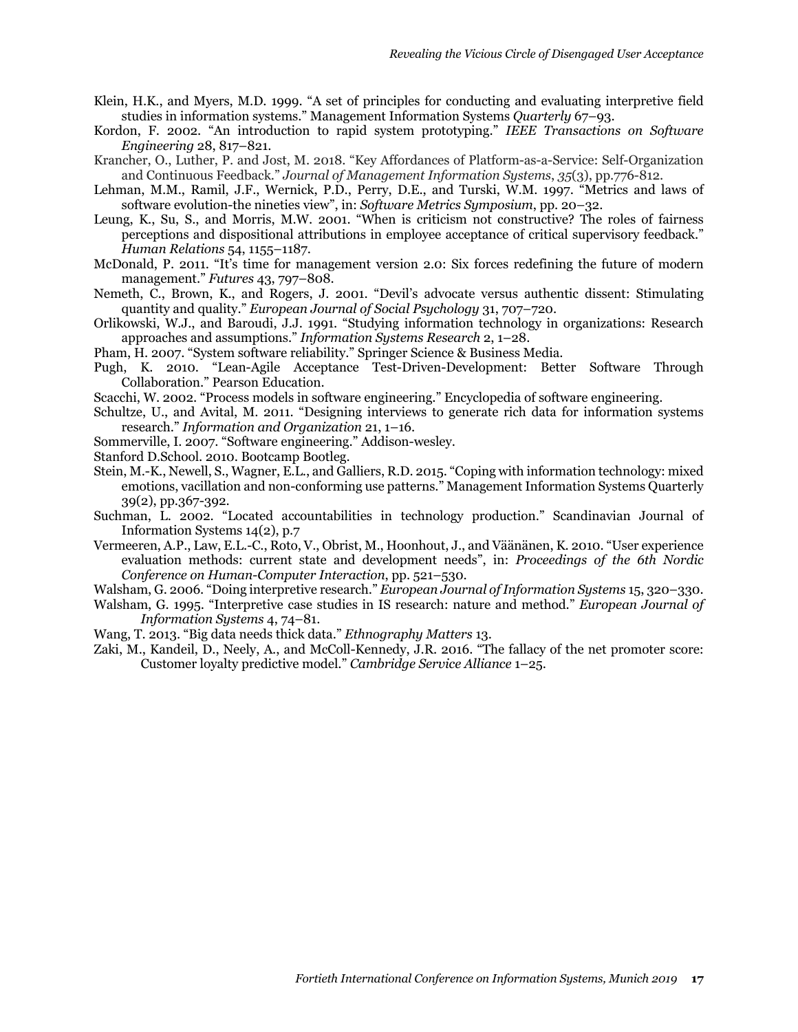Klein, H.K., and Myers, M.D. 1999. "A set of principles for conducting and evaluating interpretive field studies in information systems." Management Information Systems *Quarterly* 67–93.

Kordon, F. 2002. "An introduction to rapid system prototyping." *IEEE Transactions on Software Engineering* 28, 817–821.

Krancher, O., Luther, P. and Jost, M. 2018. "Key Affordances of Platform-as-a-Service: Self-Organization and Continuous Feedback." *Journal of Management Information Systems*, *35*(3), pp.776-812.

Lehman, M.M., Ramil, J.F., Wernick, P.D., Perry, D.E., and Turski, W.M. 1997. "Metrics and laws of software evolution-the nineties view", in: *Software Metrics Symposium*, pp. 20–32.

Leung, K., Su, S., and Morris, M.W. 2001. "When is criticism not constructive? The roles of fairness perceptions and dispositional attributions in employee acceptance of critical supervisory feedback." *Human Relations* 54, 1155–1187.

McDonald, P. 2011. "It's time for management version 2.0: Six forces redefining the future of modern management." *Futures* 43, 797–808.

Nemeth, C., Brown, K., and Rogers, J. 2001. "Devil's advocate versus authentic dissent: Stimulating quantity and quality." *European Journal of Social Psychology* 31, 707–720.

Orlikowski, W.J., and Baroudi, J.J. 1991. "Studying information technology in organizations: Research approaches and assumptions." *Information Systems Research* 2, 1–28.

Pham, H. 2007. "System software reliability." Springer Science & Business Media.

Pugh, K. 2010. "Lean-Agile Acceptance Test-Driven-Development: Better Software Through Collaboration." Pearson Education.

Scacchi, W. 2002. "Process models in software engineering." Encyclopedia of software engineering.

Schultze, U., and Avital, M. 2011. "Designing interviews to generate rich data for information systems research." *Information and Organization* 21, 1–16.

Sommerville, I. 2007. "Software engineering." Addison-wesley.

Stanford D.School. 2010. Bootcamp Bootleg.

Stein, M.-K., Newell, S., Wagner, E.L., and Galliers, R.D. 2015. "Coping with information technology: mixed emotions, vacillation and non-conforming use patterns." Management Information Systems Quarterly 39(2), pp.367-392.

Suchman, L. 2002. "Located accountabilities in technology production." Scandinavian Journal of Information Systems 14(2), p.7

Vermeeren, A.P., Law, E.L.-C., Roto, V., Obrist, M., Hoonhout, J., and Väänänen, K. 2010. "User experience evaluation methods: current state and development needs", in: *Proceedings of the 6th Nordic Conference on Human-Computer Interaction*, pp. 521–530.

Walsham, G. 2006. "Doing interpretive research." *European Journal of Information Systems* 15, 320–330.

Walsham, G. 1995. "Interpretive case studies in IS research: nature and method." *European Journal of Information Systems* 4, 74–81.

Wang, T. 2013. "Big data needs thick data." *Ethnography Matters* 13.

Zaki, M., Kandeil, D., Neely, A., and McColl-Kennedy, J.R. 2016. "The fallacy of the net promoter score: Customer loyalty predictive model." *Cambridge Service Alliance* 1–25.